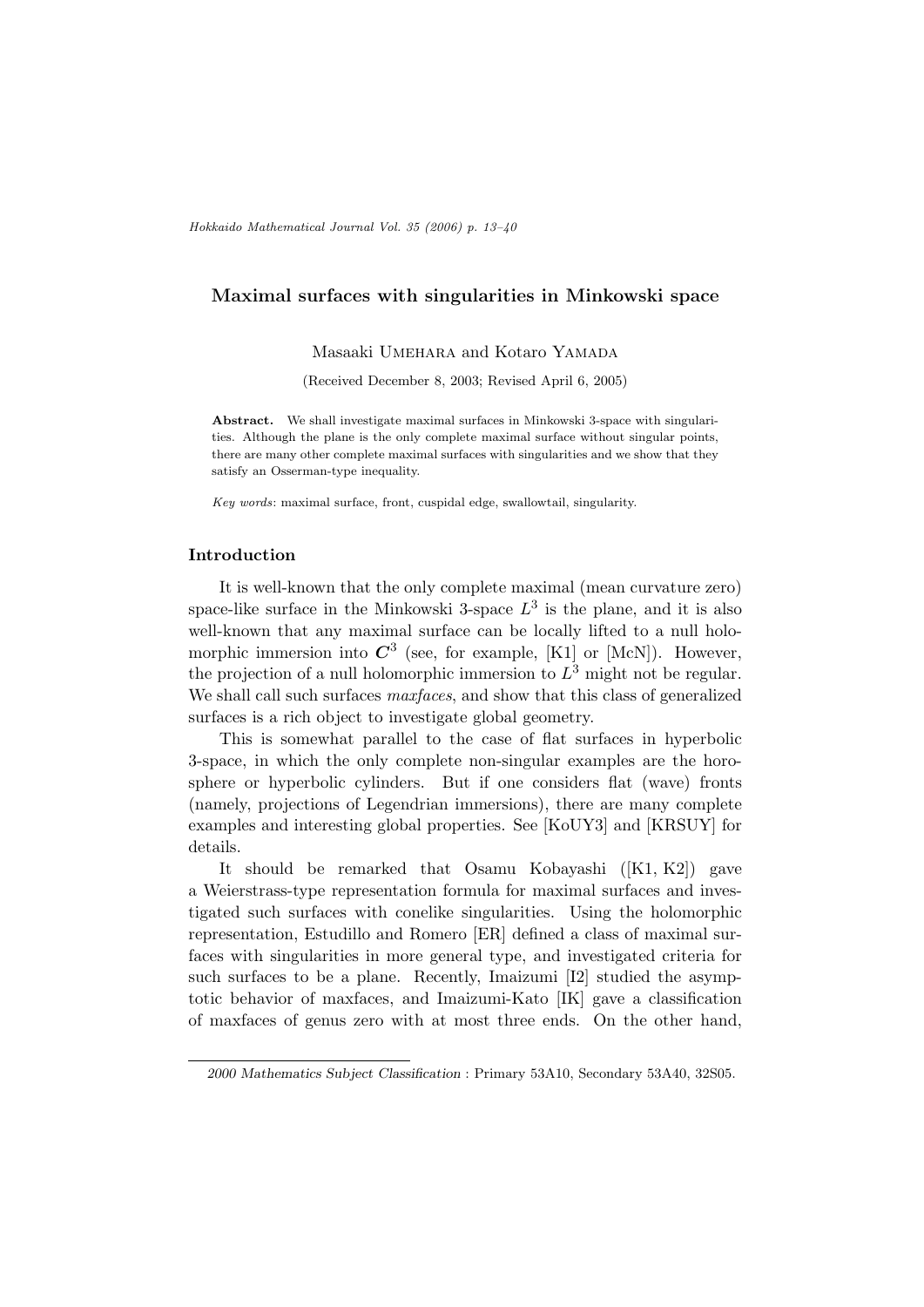# Maximal surfaces with singularities in Minkowski space

Masaaki Umehara and Kotaro Yamada

(Received December 8, 2003; Revised April 6, 2005)

**Abstract.** We shall investigate maximal surfaces in Minkowski 3-space with singularities. Although the plane is the only complete maximal surface without singular points, there are many other complete maximal surfaces with singularities and we show that they satisfy an Osserman-type inequality.

*Key words*: maximal surface, front, cuspidal edge, swallowtail, singularity.

## Introduction

It is well-known that the only complete maximal (mean curvature zero) space-like surface in the Minkowski 3-space $L^3$ is the plane, and it is also well-known that any maximal surface can be locally lifted to a null holomorphic immersion into $\boldsymbol{C}^3$ (see, for example, [K1] or [McN]). However, the projection of a null holomorphic immersion to $L^3$ might not be regular. We shall call such surfaces *maxfaces*, and show that this class of generalized surfaces is a rich object to investigate global geometry.

This is somewhat parallel to the case of flat surfaces in hyperbolic 3-space, in which the only complete non-singular examples are the horosphere or hyperbolic cylinders. But if one considers flat (wave) fronts (namely, projections of Legendrian immersions), there are many complete examples and interesting global properties. See [KoUY3] and [KRSUY] for details.

It should be remarked that Osamu Kobayashi ([K1, K2]) gave a Weierstrass-type representation formula for maximal surfaces and investigated such surfaces with conelike singularities. Using the holomorphic representation, Estudillo and Romero [ER] defined a class of maximal surfaces with singularities in more general type, and investigated criteria for such surfaces to be a plane. Recently, Imaizumi [I2] studied the asymptotic behavior of maxfaces, and Imaizumi-Kato [IK] gave a classification of maxfaces of genus zero with at most three ends. On the other hand,

*2000 Mathematics Subject Classification* : Primary 53A10, Secondary 53A40, 32S05.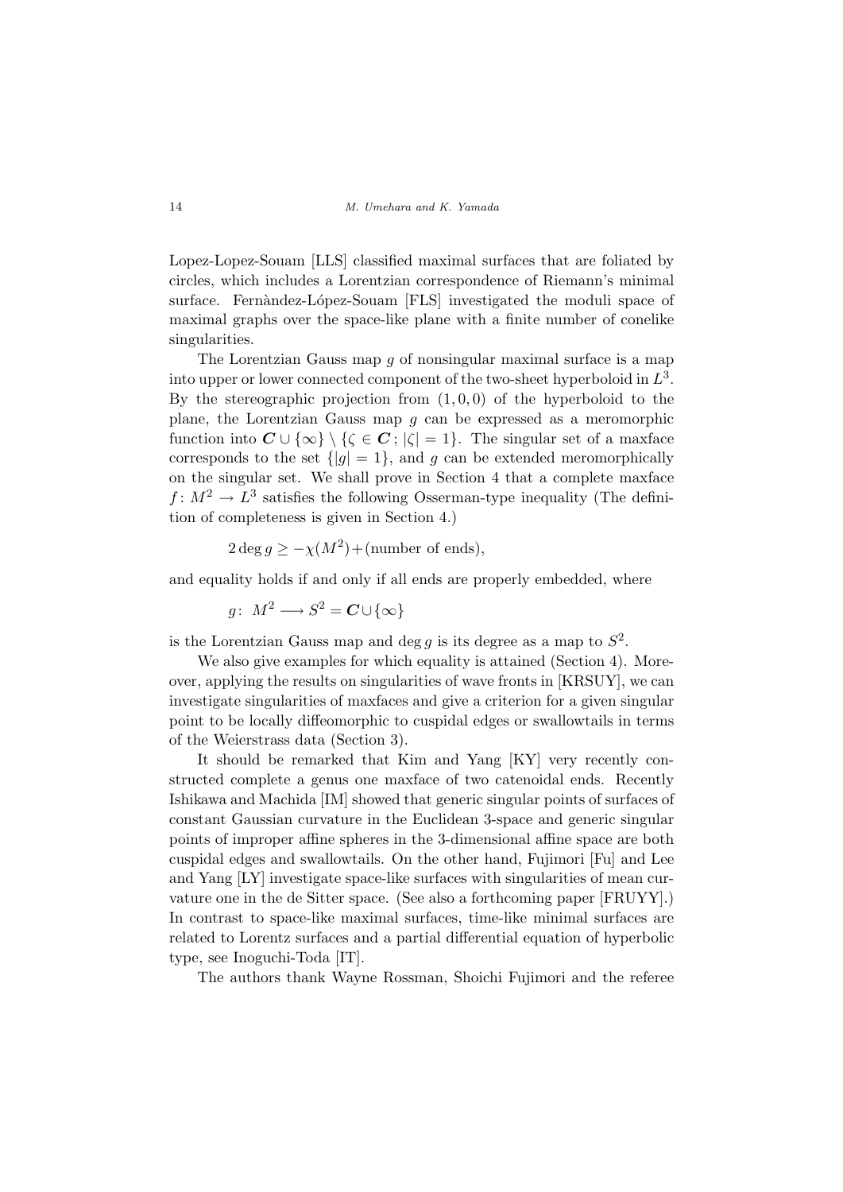Lopez-Lopez-Souam [LLS] classified maximal surfaces that are foliated by circles, which includes a Lorentzian correspondence of Riemann's minimal surface. Fernàndez-López-Souam [FLS] investigated the moduli space of maximal graphs over the space-like plane with a finite number of conelike singularities.

The Lorentzian Gauss map $g$ of nonsingular maximal surface is a map into upper or lower connected component of the two-sheet hyperboloid in $L^3$. By the stereographic projection from $(1,0,0)$ of the hyperboloid to the plane, the Lorentzian Gauss map $g$ can be expressed as a meromorphic function into $\boldsymbol{C}\cup\{\infty\}\setminus\{\zeta\in\boldsymbol{C}\,;\,|\zeta|=1\}$. The singular set of a maxface corresponds to the set $\{|g|=1\}$, and $g$ can be extended meromorphically on the singular set. We shall prove in Section 4 that a complete maxface $f\colon M^2\to L^3$ satisfies the following Osserman-type inequality (The definition of completeness is given in Section 4.)

$$2\deg g\geq -\chi(M^2)+(\text{number of ends}),$$

and equality holds if and only if all ends are properly embedded, where

$$g\colon\ M^2\longrightarrow S^2=\boldsymbol{C}\cup\{\infty\}$$

is the Lorentzian Gauss map and $\deg g$ is its degree as a map to $S^2$.

We also give examples for which equality is attained (Section 4). Moreover, applying the results on singularities of wave fronts in [KRSUY], we can investigate singularities of maxfaces and give a criterion for a given singular point to be locally diffeomorphic to cuspidal edges or swallowtails in terms of the Weierstrass data (Section 3).

It should be remarked that Kim and Yang [KY] very recently constructed complete a genus one maxface of two catenoidal ends. Recently Ishikawa and Machida [IM] showed that generic singular points of surfaces of constant Gaussian curvature in the Euclidean 3-space and generic singular points of improper affine spheres in the 3-dimensional affine space are both cuspidal edges and swallowtails. On the other hand, Fujimori [Fu] and Lee and Yang [LY] investigate space-like surfaces with singularities of mean curvature one in the de Sitter space. (See also a forthcoming paper [FRUYY].) In contrast to space-like maximal surfaces, time-like minimal surfaces are related to Lorentz surfaces and a partial differential equation of hyperbolic type, see Inoguchi-Toda [IT].

The authors thank Wayne Rossman, Shoichi Fujimori and the referee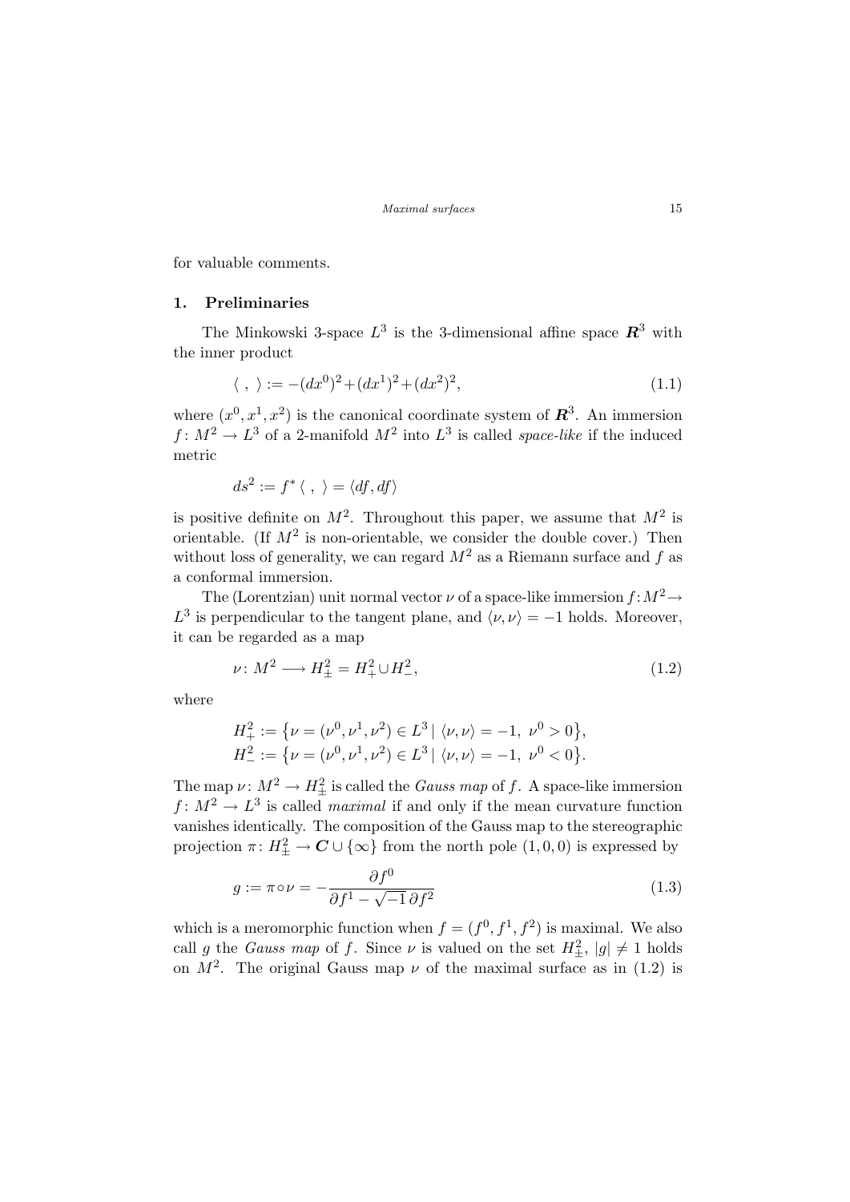for valuable comments.

## 1. Preliminaries

The Minkowski 3-space $L^3$ is the 3-dimensional affine space $\boldsymbol{R}^3$ with the inner product

$$\langle\ ,\ \rangle := -(dx^0)^2 + (dx^1)^2 + (dx^2)^2, \tag{1.1}$$

where $(x^0, x^1, x^2)$ is the canonical coordinate system of $\boldsymbol{R}^3$. An immersion $f\colon M^2 \to L^3$ of a 2-manifold $M^2$ into $L^3$ is called *space-like* if the induced metric

$$ds^2 := f^*\langle\ ,\ \rangle = \langle df, df\rangle$$

is positive definite on $M^2$. Throughout this paper, we assume that $M^2$ is orientable. (If $M^2$ is non-orientable, we consider the double cover.) Then without loss of generality, we can regard $M^2$ as a Riemann surface and $f$ as a conformal immersion.

The (Lorentzian) unit normal vector $\nu$ of a space-like immersion $f\colon M^2 \to L^3$ is perpendicular to the tangent plane, and $\langle \nu, \nu\rangle = -1$ holds. Moreover, it can be regarded as a map

$$\nu\colon M^2 \longrightarrow H^2_{\pm} = H^2_+ \cup H^2_-, \tag{1.2}$$

where

$$H^2_+ := \left\{\nu = (\nu^0, \nu^1, \nu^2) \in L^3 \mid \langle \nu, \nu\rangle = -1,\ \nu^0 > 0\right\},$$
$$H^2_- := \left\{\nu = (\nu^0, \nu^1, \nu^2) \in L^3 \mid \langle \nu, \nu\rangle = -1,\ \nu^0 < 0\right\}.$$

The map $\nu\colon M^2 \to H^2_{\pm}$ is called the *Gauss map* of $f$. A space-like immersion $f\colon M^2 \to L^3$ is called *maximal* if and only if the mean curvature function vanishes identically. The composition of the Gauss map to the stereographic projection $\pi\colon H^2_{\pm} \to \boldsymbol{C} \cup \{\infty\}$ from the north pole $(1, 0, 0)$ is expressed by

$$g := \pi \circ \nu = -\frac{\partial f^0}{\partial f^1 - \sqrt{-1}\,\partial f^2} \tag{1.3}$$

which is a meromorphic function when $f = (f^0, f^1, f^2)$ is maximal. We also call $g$ the *Gauss map* of $f$. Since $\nu$ is valued on the set $H^2_{\pm}$, $|g| \neq 1$ holds on $M^2$. The original Gauss map $\nu$ of the maximal surface as in (1.2) is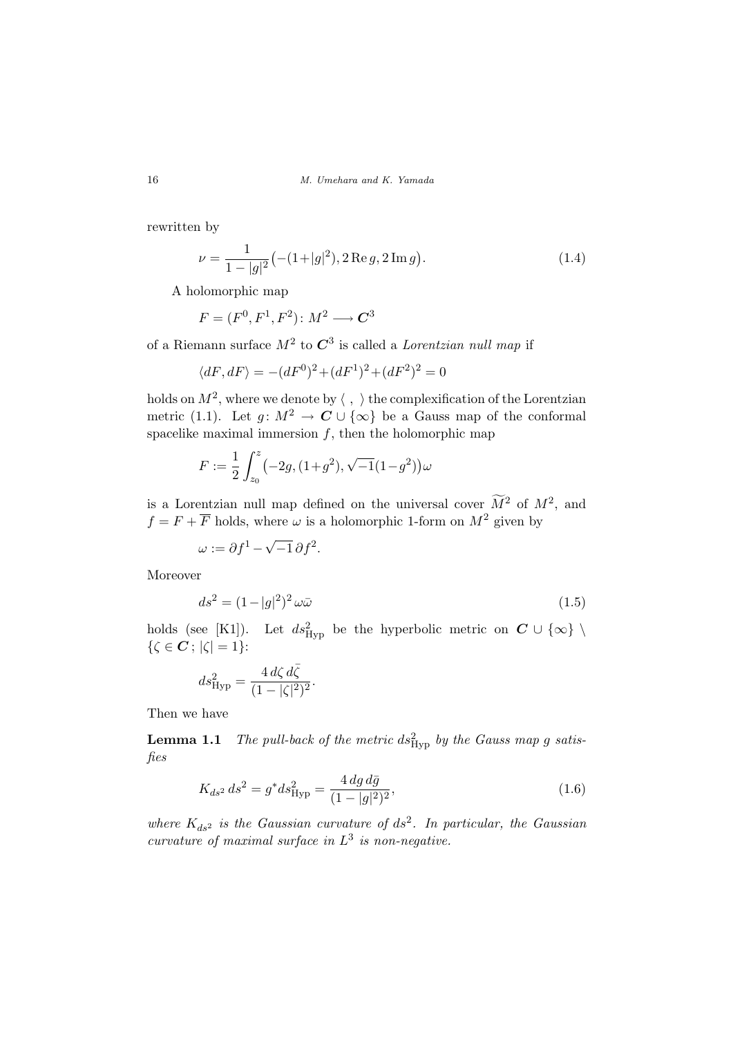rewritten by

$$\nu = \frac{1}{1-|g|^2}\big(-(1+|g|^2), 2\operatorname{Re} g, 2\operatorname{Im} g\big). \tag{1.4}$$

A holomorphic map

$$F = (F^0, F^1, F^2) \colon M^2 \longrightarrow \boldsymbol{C}^3$$

of a Riemann surface $M^2$ to $\boldsymbol{C}^3$ is called a *Lorentzian null map* if

$$\langle dF, dF\rangle = -(dF^0)^2 + (dF^1)^2 + (dF^2)^2 = 0$$

holds on $M^2$, where we denote by $\langle\ ,\ \rangle$ the complexification of the Lorentzian metric (1.1). Let $g\colon M^2 \to \boldsymbol{C}\cup\{\infty\}$ be a Gauss map of the conformal spacelike maximal immersion $f$, then the holomorphic map

$$F := \frac{1}{2}\int_{z_0}^{z}\big(-2g, (1+g^2), \sqrt{-1}(1-g^2)\big)\omega$$

is a Lorentzian null map defined on the universal cover $\widetilde{M}^2$ of $M^2$, and $f = F + \overline{F}$ holds, where $\omega$ is a holomorphic 1-form on $M^2$ given by

$$\omega := \partial f^1 - \sqrt{-1}\,\partial f^2.$$

Moreover

$$ds^2 = (1-|g|^2)^2\,\omega\bar{\omega} \tag{1.5}$$

holds (see [K1]). Let $ds^2_{\mathrm{Hyp}}$ be the hyperbolic metric on $\boldsymbol{C}\cup\{\infty\} \setminus \{\zeta\in\boldsymbol{C}\,;\,|\zeta| = 1\}$:

$$ds^2_{\mathrm{Hyp}} = \frac{4\,d\zeta\,d\bar{\zeta}}{(1-|\zeta|^2)^2}.$$

Then we have

**Lemma 1.1** *The pull-back of the metric $ds^2_{\mathrm{Hyp}}$ by the Gauss map $g$ satisfies*

$$K_{ds^2}\,ds^2 = g^*ds^2_{\mathrm{Hyp}} = \frac{4\,dg\,d\bar{g}}{(1-|g|^2)^2}, \tag{1.6}$$

*where $K_{ds^2}$ is the Gaussian curvature of $ds^2$. In particular, the Gaussian curvature of maximal surface in $L^3$ is non-negative.*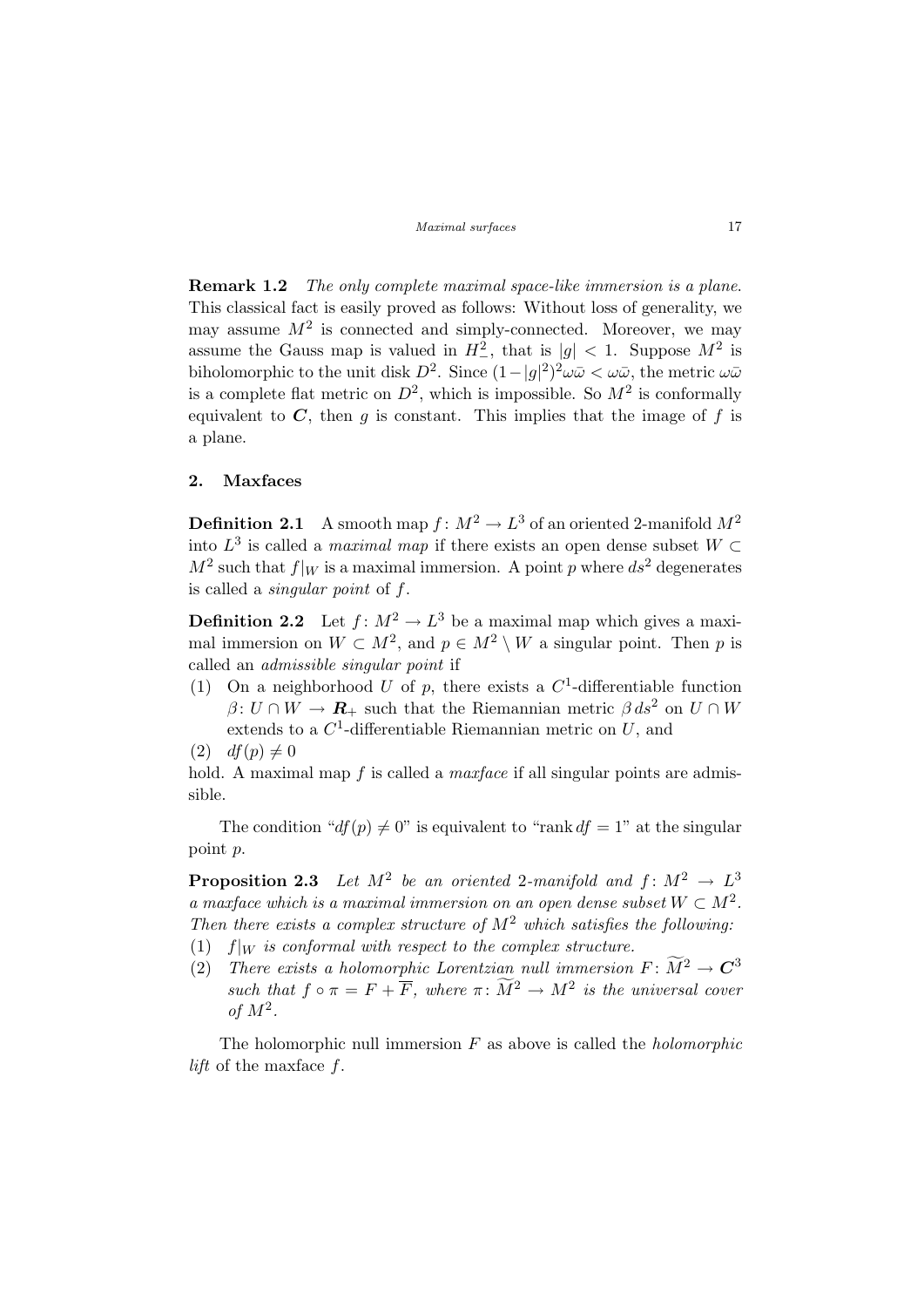**Remark 1.2** *The only complete maximal space-like immersion is a plane.* This classical fact is easily proved as follows: Without loss of generality, we may assume $M^2$ is connected and simply-connected. Moreover, we may assume the Gauss map is valued in $H^2_-$, that is $|g| < 1$. Suppose $M^2$ is biholomorphic to the unit disk $D^2$. Since $(1-|g|^2)^2\omega\bar{\omega} < \omega\bar{\omega}$, the metric $\omega\bar{\omega}$ is a complete flat metric on $D^2$, which is impossible. So $M^2$ is conformally equivalent to $\boldsymbol{C}$, then $g$ is constant. This implies that the image of $f$ is a plane.

## 2. Maxfaces

**Definition 2.1** A smooth map $f\colon M^2 \to L^3$ of an oriented 2-manifold $M^2$ into $L^3$ is called a *maximal map* if there exists an open dense subset $W \subset M^2$ such that $f|_W$ is a maximal immersion. A point $p$ where $ds^2$ degenerates is called a *singular point* of $f$.

**Definition 2.2** Let $f\colon M^2 \to L^3$ be a maximal map which gives a maximal immersion on $W \subset M^2$, and $p \in M^2 \setminus W$ a singular point. Then $p$ is called an *admissible singular point* if

(1) On a neighborhood $U$ of $p$, there exists a $C^1$-differentiable function $\beta\colon U \cap W \to \boldsymbol{R}_+$ such that the Riemannian metric $\beta\, ds^2$ on $U \cap W$ extends to a $C^1$-differentiable Riemannian metric on $U$, and

(2) $df(p) \neq 0$

hold. A maximal map $f$ is called a *maxface* if all singular points are admissible.

The condition "$df(p) \neq 0$" is equivalent to "$\operatorname{rank} df = 1$" at the singular point $p$.

**Proposition 2.3** *Let $M^2$ be an oriented 2-manifold and $f\colon M^2 \to L^3$ a maxface which is a maximal immersion on an open dense subset $W \subset M^2$. Then there exists a complex structure of $M^2$ which satisfies the following:*

(1) *$f|_W$ is conformal with respect to the complex structure.*

(2) *There exists a holomorphic Lorentzian null immersion $F\colon \widetilde{M}^2 \to \boldsymbol{C}^3$ such that $f \circ \pi = F + \overline{F}$, where $\pi\colon \widetilde{M}^2 \to M^2$ is the universal cover of $M^2$.*

The holomorphic null immersion $F$ as above is called the *holomorphic lift* of the maxface $f$.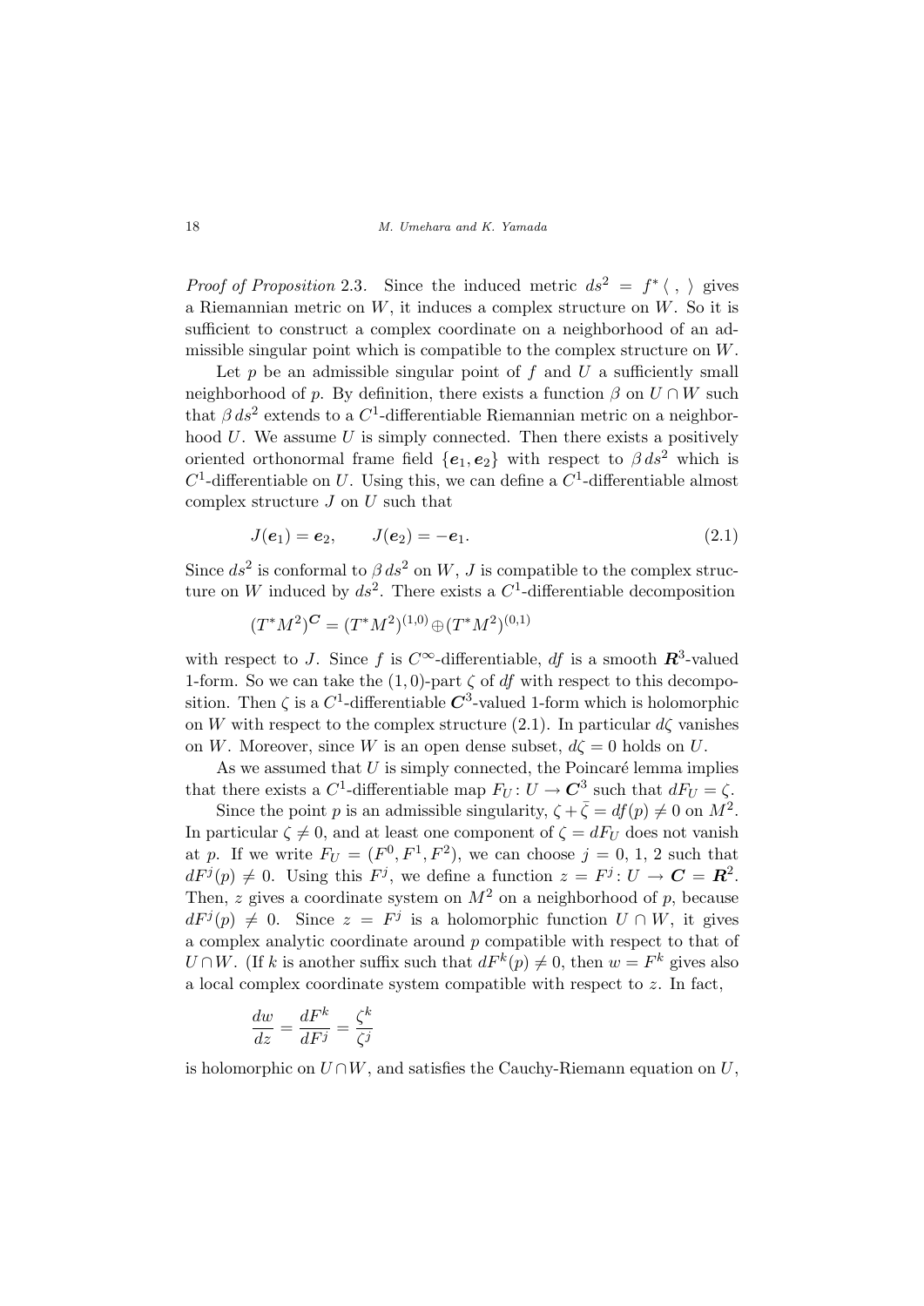*Proof of Proposition* 2.3. Since the induced metric $ds^2 = f^*\langle\ ,\ \rangle$ gives a Riemannian metric on $W$, it induces a complex structure on $W$. So it is sufficient to construct a complex coordinate on a neighborhood of an admissible singular point which is compatible to the complex structure on $W$.

Let $p$ be an admissible singular point of $f$ and $U$ a sufficiently small neighborhood of $p$. By definition, there exists a function $\beta$ on $U \cap W$ such that $\beta\, ds^2$ extends to a $C^1$-differentiable Riemannian metric on a neighborhood $U$. We assume $U$ is simply connected. Then there exists a positively oriented orthonormal frame field $\{\boldsymbol{e}_1, \boldsymbol{e}_2\}$ with respect to $\beta\, ds^2$ which is $C^1$-differentiable on $U$. Using this, we can define a $C^1$-differentiable almost complex structure $J$ on $U$ such that

$$J(\boldsymbol{e}_1) = \boldsymbol{e}_2, \qquad J(\boldsymbol{e}_2) = -\boldsymbol{e}_1. \tag{2.1}$$

Since $ds^2$ is conformal to $\beta\, ds^2$ on $W$, $J$ is compatible to the complex structure on $W$ induced by $ds^2$. There exists a $C^1$-differentiable decomposition

$$(T^*M^2)^{\boldsymbol{C}} = (T^*M^2)^{(1,0)} \oplus (T^*M^2)^{(0,1)}$$

with respect to $J$. Since $f$ is $C^\infty$-differentiable, $df$ is a smooth $\boldsymbol{R}^3$-valued 1-form. So we can take the $(1,0)$-part $\zeta$ of $df$ with respect to this decomposition. Then $\zeta$ is a $C^1$-differentiable $\boldsymbol{C}^3$-valued 1-form which is holomorphic on $W$ with respect to the complex structure (2.1). In particular $d\zeta$ vanishes on $W$. Moreover, since $W$ is an open dense subset, $d\zeta = 0$ holds on $U$.

As we assumed that $U$ is simply connected, the Poincaré lemma implies that there exists a $C^1$-differentiable map $F_U \colon U \to \boldsymbol{C}^3$ such that $dF_U = \zeta$.

Since the point $p$ is an admissible singularity, $\zeta + \bar{\zeta} = df(p) \neq 0$ on $M^2$. In particular $\zeta \neq 0$, and at least one component of $\zeta = dF_U$ does not vanish at $p$. If we write $F_U = (F^0, F^1, F^2)$, we can choose $j = 0, 1, 2$ such that $dF^j(p) \neq 0$. Using this $F^j$, we define a function $z = F^j \colon U \to \boldsymbol{C} = \boldsymbol{R}^2$. Then, $z$ gives a coordinate system on $M^2$ on a neighborhood of $p$, because $dF^j(p) \neq 0$. Since $z = F^j$ is a holomorphic function $U \cap W$, it gives a complex analytic coordinate around $p$ compatible with respect to that of $U \cap W$. (If $k$ is another suffix such that $dF^k(p) \neq 0$, then $w = F^k$ gives also a local complex coordinate system compatible with respect to $z$. In fact,

$$\frac{dw}{dz} = \frac{dF^k}{dF^j} = \frac{\zeta^k}{\zeta^j}$$

is holomorphic on $U \cap W$, and satisfies the Cauchy-Riemann equation on $U$,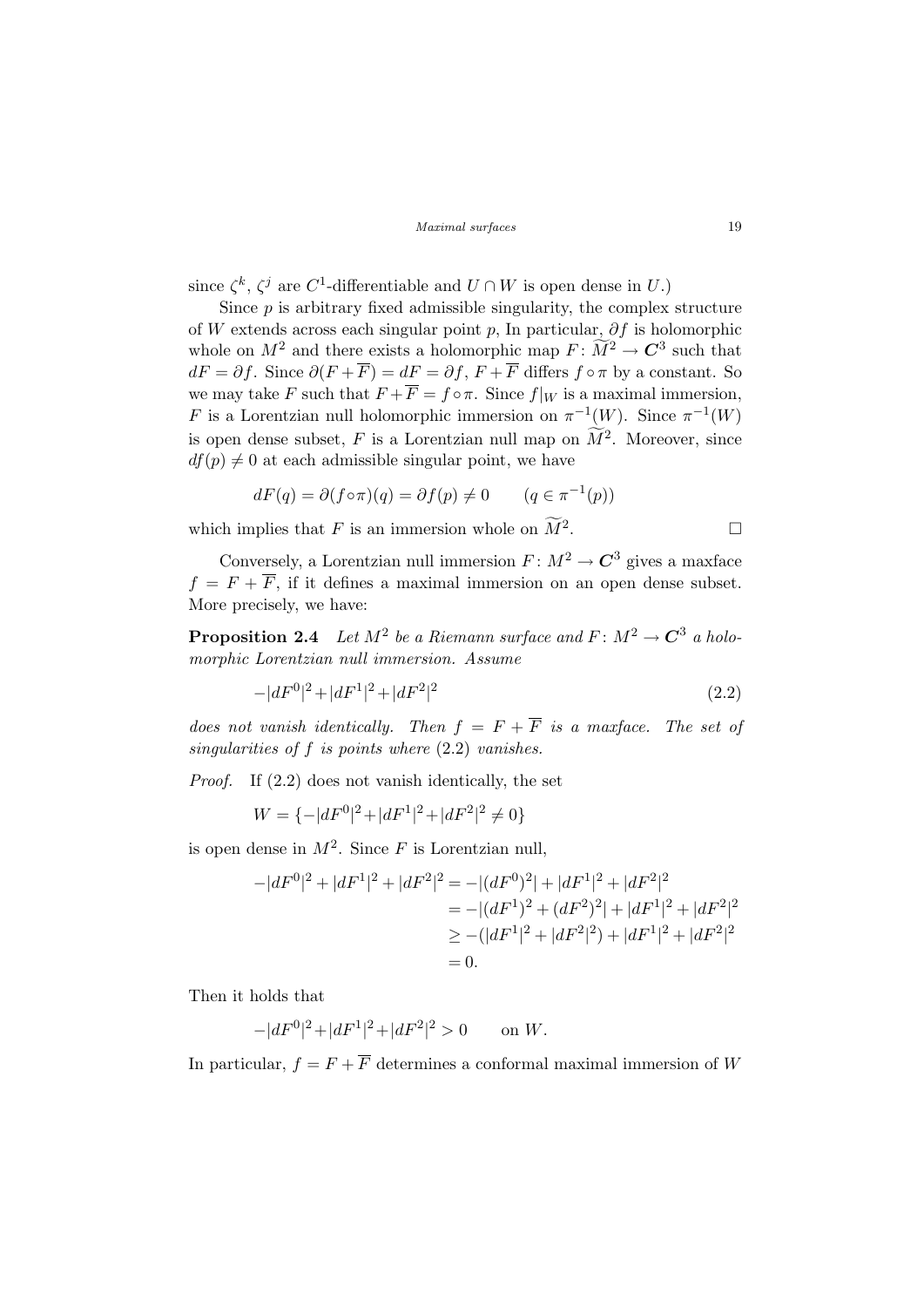since $\zeta^k$, $\zeta^j$ are $C^1$-differentiable and $U \cap W$ is open dense in $U$.)

Since $p$ is arbitrary fixed admissible singularity, the complex structure of $W$ extends across each singular point $p$, In particular, $\partial f$ is holomorphic whole on $M^2$ and there exists a holomorphic map $F\colon \widetilde{M}^2 \to \boldsymbol{C}^3$ such that $dF = \partial f$. Since $\partial(F + \overline{F}) = dF = \partial f$, $F + \overline{F}$ differs $f \circ \pi$ by a constant. So we may take $F$ such that $F + \overline{F} = f \circ \pi$. Since $f|_W$ is a maximal immersion, $F$ is a Lorentzian null holomorphic immersion on $\pi^{-1}(W)$. Since $\pi^{-1}(W)$ is open dense subset, $F$ is a Lorentzian null map on $\widetilde{M}^2$. Moreover, since $df(p) \neq 0$ at each admissible singular point, we have

$$dF(q) = \partial(f \circ \pi)(q) = \partial f(p) \neq 0 \qquad (q \in \pi^{-1}(p))$$

which implies that $F$ is an immersion whole on $\widetilde{M}^2$. □

Conversely, a Lorentzian null immersion $F\colon M^2 \to \boldsymbol{C}^3$ gives a maxface $f = F + \overline{F}$, if it defines a maximal immersion on an open dense subset. More precisely, we have:

**Proposition 2.4** *Let $M^2$ be a Riemann surface and $F\colon M^2 \to \boldsymbol{C}^3$ a holomorphic Lorentzian null immersion. Assume*

$$-|dF^0|^2 + |dF^1|^2 + |dF^2|^2 \tag{2.2}$$

*does not vanish identically. Then $f = F + \overline{F}$ is a maxface. The set of singularities of $f$ is points where* (2.2) *vanishes.*

*Proof.* If (2.2) does not vanish identically, the set

$$W = \{-|dF^0|^2 + |dF^1|^2 + |dF^2|^2 \neq 0\}$$

is open dense in $M^2$. Since $F$ is Lorentzian null,

$$\begin{aligned}
-|dF^0|^2 + |dF^1|^2 + |dF^2|^2 &= -|(dF^0)^2| + |dF^1|^2 + |dF^2|^2 \\
&= -|(dF^1)^2 + (dF^2)^2| + |dF^1|^2 + |dF^2|^2 \\
&\geq -(|dF^1|^2 + |dF^2|^2) + |dF^1|^2 + |dF^2|^2 \\
&= 0.
\end{aligned}$$

Then it holds that

$$-|dF^0|^2 + |dF^1|^2 + |dF^2|^2 > 0 \qquad \text{on } W.$$

In particular, $f = F + \overline{F}$ determines a conformal maximal immersion of $W$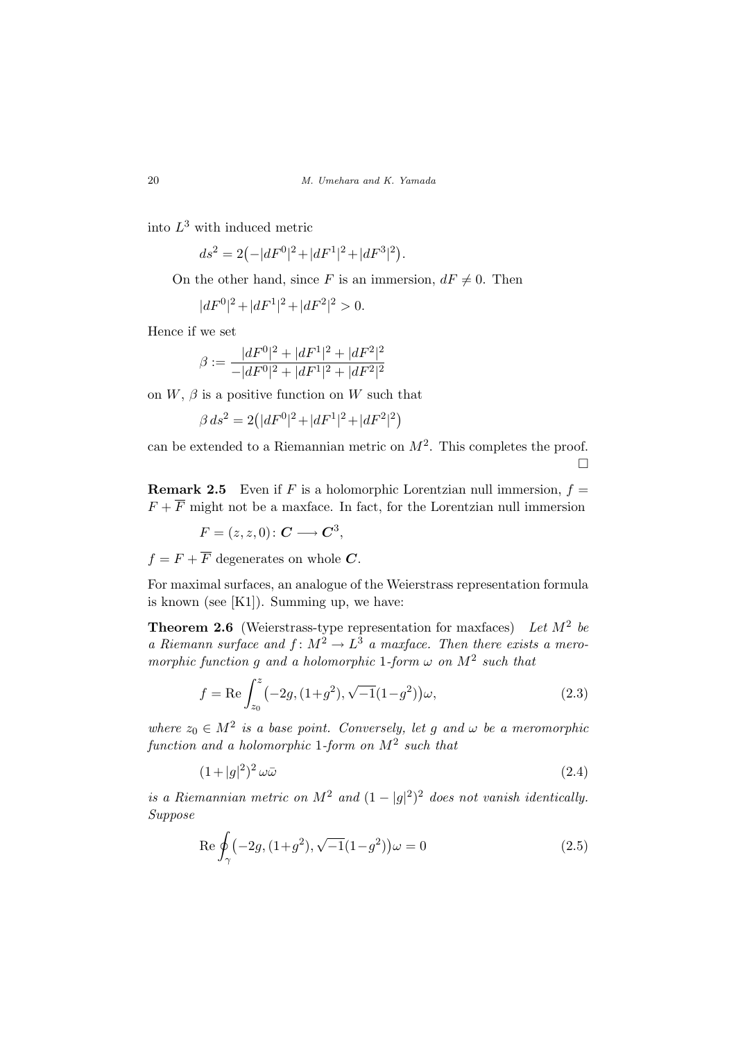into $L^3$ with induced metric

$$ds^2 = 2\bigl(-|dF^0|^2 + |dF^1|^2 + |dF^3|^2\bigr).$$

On the other hand, since $F$ is an immersion, $dF \neq 0$. Then

$$|dF^0|^2 + |dF^1|^2 + |dF^2|^2 > 0.$$

Hence if we set

$$\beta := \frac{|dF^0|^2 + |dF^1|^2 + |dF^2|^2}{-|dF^0|^2 + |dF^1|^2 + |dF^2|^2}$$

on $W$, $\beta$ is a positive function on $W$ such that

$$\beta\, ds^2 = 2\bigl(|dF^0|^2 + |dF^1|^2 + |dF^2|^2\bigr)$$

can be extended to a Riemannian metric on $M^2$. This completes the proof. □

**Remark 2.5** Even if $F$ is a holomorphic Lorentzian null immersion, $f = F + \overline{F}$ might not be a maxface. In fact, for the Lorentzian null immersion

$$F = (z, z, 0) \colon \boldsymbol{C} \longrightarrow \boldsymbol{C}^3,$$

$f = F + \overline{F}$ degenerates on whole $\boldsymbol{C}$.

For maximal surfaces, an analogue of the Weierstrass representation formula is known (see [K1]). Summing up, we have:

**Theorem 2.6** (Weierstrass-type representation for maxfaces) *Let $M^2$ be a Riemann surface and $f \colon M^2 \to L^3$ a maxface. Then there exists a meromorphic function $g$ and a holomorphic 1-form $\omega$ on $M^2$ such that*

$$f = \operatorname{Re} \int_{z_0}^{z} \bigl(-2g, (1+g^2), \sqrt{-1}(1-g^2)\bigr)\omega, \tag{2.3}$$

*where $z_0 \in M^2$ is a base point. Conversely, let $g$ and $\omega$ be a meromorphic function and a holomorphic 1-form on $M^2$ such that*

$$(1+|g|^2)^2\, \omega\bar{\omega} \tag{2.4}$$

*is a Riemannian metric on $M^2$ and $(1-|g|^2)^2$ does not vanish identically. Suppose*

$$\operatorname{Re} \oint_{\gamma} \bigl(-2g, (1+g^2), \sqrt{-1}(1-g^2)\bigr)\omega = 0 \tag{2.5}$$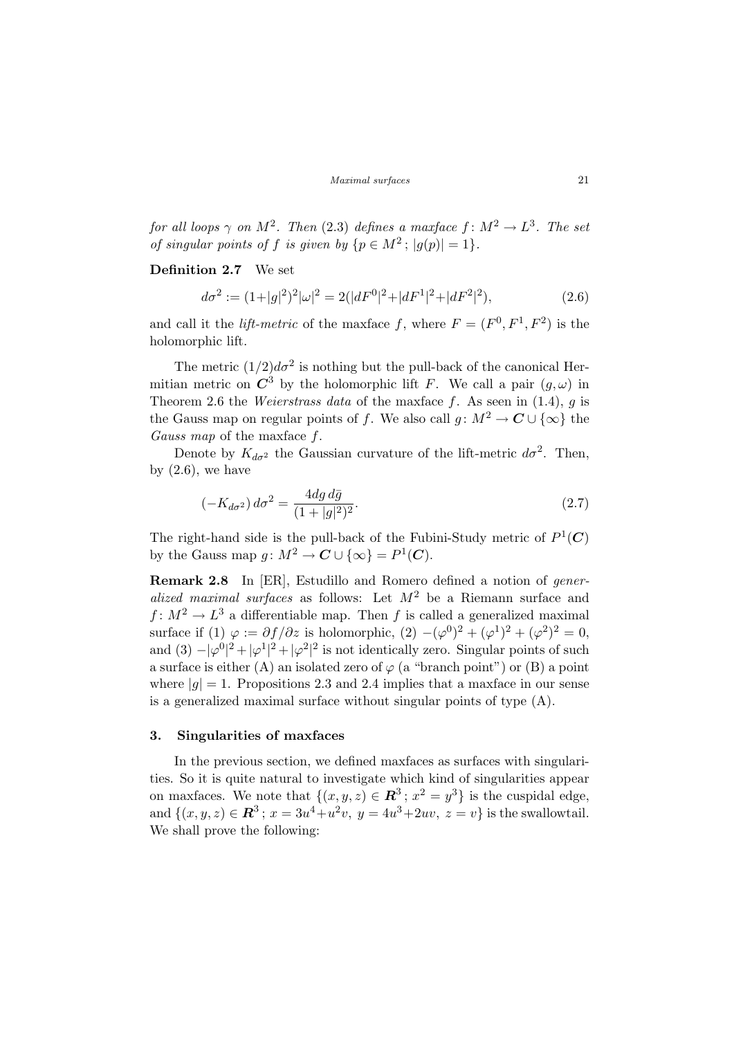*for all loops $\gamma$ on $M^2$. Then* (2.3) *defines a maxface $f\colon M^2 \to L^3$. The set of singular points of $f$ is given by $\{p \in M^2\,;\, |g(p)| = 1\}$.*

**Definition 2.7** We set

$$d\sigma^2 := (1+|g|^2)^2|\omega|^2 = 2(|dF^0|^2+|dF^1|^2+|dF^2|^2), \tag{2.6}$$

and call it the *lift-metric* of the maxface $f$, where $F = (F^0, F^1, F^2)$ is the holomorphic lift.

The metric $(1/2)d\sigma^2$ is nothing but the pull-back of the canonical Hermitian metric on $\boldsymbol{C}^3$ by the holomorphic lift $F$. We call a pair $(g, \omega)$ in Theorem 2.6 the *Weierstrass data* of the maxface $f$. As seen in (1.4), $g$ is the Gauss map on regular points of $f$. We also call $g\colon M^2 \to \boldsymbol{C} \cup \{\infty\}$ the *Gauss map* of the maxface $f$.

Denote by $K_{d\sigma^2}$ the Gaussian curvature of the lift-metric $d\sigma^2$. Then, by (2.6), we have

$$(-K_{d\sigma^2})\, d\sigma^2 = \frac{4dg\, d\bar{g}}{(1+|g|^2)^2}. \tag{2.7}$$

The right-hand side is the pull-back of the Fubini-Study metric of $P^1(\boldsymbol{C})$ by the Gauss map $g\colon M^2 \to \boldsymbol{C} \cup \{\infty\} = P^1(\boldsymbol{C})$.

**Remark 2.8** In [ER], Estudillo and Romero defined a notion of *generalized maximal surfaces* as follows: Let $M^2$ be a Riemann surface and $f\colon M^2 \to L^3$ a differentiable map. Then $f$ is called a generalized maximal surface if (1) $\varphi := \partial f/\partial z$ is holomorphic, (2) $-(\varphi^0)^2 + (\varphi^1)^2 + (\varphi^2)^2 = 0$, and (3) $-|\varphi^0|^2 + |\varphi^1|^2 + |\varphi^2|^2$ is not identically zero. Singular points of such a surface is either (A) an isolated zero of $\varphi$ (a "branch point") or (B) a point where $|g| = 1$. Propositions 2.3 and 2.4 implies that a maxface in our sense is a generalized maximal surface without singular points of type (A).

## 3. Singularities of maxfaces

In the previous section, we defined maxfaces as surfaces with singularities. So it is quite natural to investigate which kind of singularities appear on maxfaces. We note that $\{(x, y, z) \in \boldsymbol{R}^3\,;\, x^2 = y^3\}$ is the cuspidal edge, and $\{(x, y, z) \in \boldsymbol{R}^3\,;\, x = 3u^4+u^2v,\ y = 4u^3+2uv,\ z = v\}$ is the swallowtail. We shall prove the following: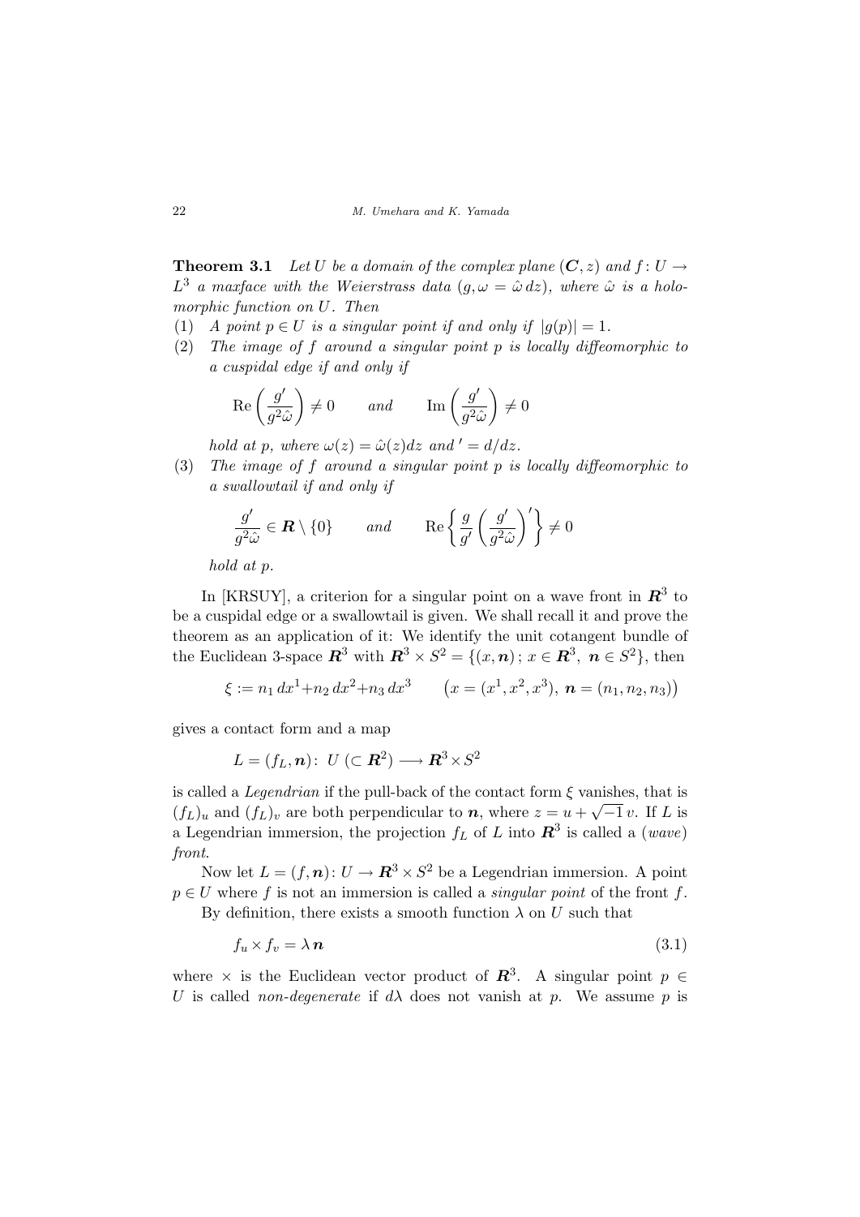**Theorem 3.1** *Let $U$ be a domain of the complex plane $(\boldsymbol{C}, z)$ and $f\colon U \to L^3$ a maxface with the Weierstrass data $(g, \omega = \hat{\omega}\, dz)$, where $\hat{\omega}$ is a holomorphic function on $U$. Then*

(1) *A point $p \in U$ is a singular point if and only if $|g(p)| = 1$.*

(2) *The image of $f$ around a singular point $p$ is locally diffeomorphic to a cuspidal edge if and only if*

$$\operatorname{Re}\left(\frac{g'}{g^2\hat{\omega}}\right) \neq 0 \qquad \text{and} \qquad \operatorname{Im}\left(\frac{g'}{g^2\hat{\omega}}\right) \neq 0$$

*hold at $p$, where $\omega(z) = \hat{\omega}(z)dz$ and $' = d/dz$.*

(3) *The image of $f$ around a singular point $p$ is locally diffeomorphic to a swallowtail if and only if*

$$\frac{g'}{g^2\hat{\omega}} \in \boldsymbol{R} \setminus \{0\} \qquad \text{and} \qquad \operatorname{Re}\left\{\frac{g}{g'}\left(\frac{g'}{g^2\hat{\omega}}\right)'\right\} \neq 0$$

*hold at $p$.*

In [KRSUY], a criterion for a singular point on a wave front in $\boldsymbol{R}^3$ to be a cuspidal edge or a swallowtail is given. We shall recall it and prove the theorem as an application of it: We identify the unit cotangent bundle of the Euclidean 3-space $\boldsymbol{R}^3$ with $\boldsymbol{R}^3 \times S^2 = \{(x, \boldsymbol{n})\,;\, x \in \boldsymbol{R}^3,\ \boldsymbol{n} \in S^2\}$, then

$$\xi := n_1\, dx^1 + n_2\, dx^2 + n_3\, dx^3 \qquad \big(x = (x^1, x^2, x^3),\ \boldsymbol{n} = (n_1, n_2, n_3)\big)$$

gives a contact form and a map

$$L = (f_L, \boldsymbol{n})\colon\ U\ (\subset \boldsymbol{R}^2) \longrightarrow \boldsymbol{R}^3 \times S^2$$

is called a *Legendrian* if the pull-back of the contact form $\xi$ vanishes, that is $(f_L)_u$ and $(f_L)_v$ are both perpendicular to $\boldsymbol{n}$, where $z = u + \sqrt{-1}\, v$. If $L$ is a Legendrian immersion, the projection $f_L$ of $L$ into $\boldsymbol{R}^3$ is called a (*wave*) *front*.

Now let $L = (f, \boldsymbol{n})\colon U \to \boldsymbol{R}^3 \times S^2$ be a Legendrian immersion. A point $p \in U$ where $f$ is not an immersion is called a *singular point* of the front $f$.

By definition, there exists a smooth function $\lambda$ on $U$ such that

$$f_u \times f_v = \lambda\, \boldsymbol{n} \tag{3.1}$$

where $\times$ is the Euclidean vector product of $\boldsymbol{R}^3$. A singular point $p \in U$ is called *non-degenerate* if $d\lambda$ does not vanish at $p$. We assume $p$ is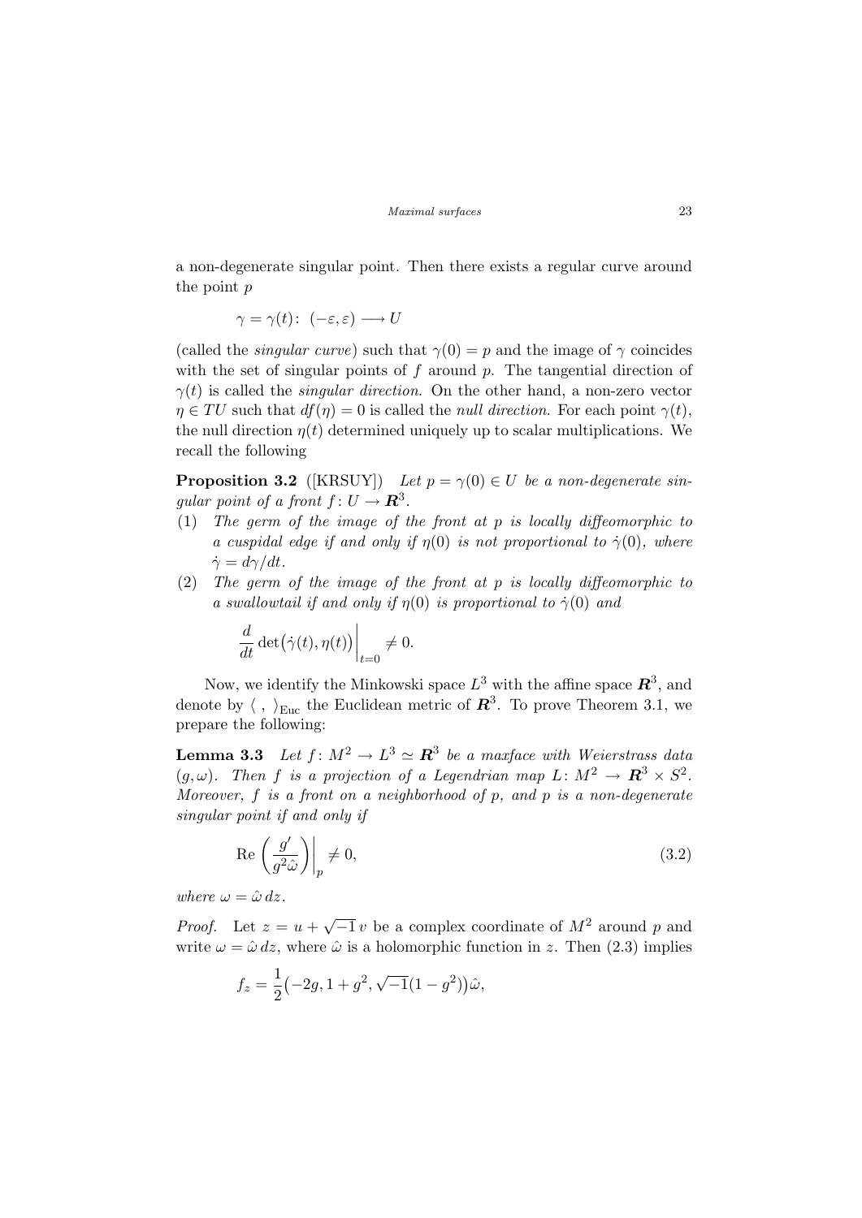a non-degenerate singular point. Then there exists a regular curve around the point $p$

$$\gamma = \gamma(t) \colon (-\varepsilon, \varepsilon) \longrightarrow U$$

(called the *singular curve*) such that $\gamma(0) = p$ and the image of $\gamma$ coincides with the set of singular points of $f$ around $p$. The tangential direction of $\gamma(t)$ is called the *singular direction*. On the other hand, a non-zero vector $\eta \in TU$ such that $df(\eta) = 0$ is called the *null direction*. For each point $\gamma(t)$, the null direction $\eta(t)$ determined uniquely up to scalar multiplications. We recall the following

**Proposition 3.2** ([KRSUY]) *Let $p = \gamma(0) \in U$ be a non-degenerate singular point of a front $f \colon U \to \boldsymbol{R}^3$.*

1. *The germ of the image of the front at $p$ is locally diffeomorphic to a cuspidal edge if and only if $\eta(0)$ is not proportional to $\dot\gamma(0)$, where $\dot\gamma = d\gamma/dt$.*
2. *The germ of the image of the front at $p$ is locally diffeomorphic to a swallowtail if and only if $\eta(0)$ is proportional to $\dot\gamma(0)$ and*

$$\left.\frac{d}{dt}\det\bigl(\dot\gamma(t), \eta(t)\bigr)\right|_{t=0} \neq 0.$$

Now, we identify the Minkowski space $L^3$ with the affine space $\boldsymbol{R}^3$, and denote by $\langle\ ,\ \rangle_{\mathrm{Euc}}$ the Euclidean metric of $\boldsymbol{R}^3$. To prove Theorem 3.1, we prepare the following:

**Lemma 3.3** *Let $f \colon M^2 \to L^3 \simeq \boldsymbol{R}^3$ be a maxface with Weierstrass data $(g, \omega)$. Then $f$ is a projection of a Legendrian map $L \colon M^2 \to \boldsymbol{R}^3 \times S^2$. Moreover, $f$ is a front on a neighborhood of $p$, and $p$ is a non-degenerate singular point if and only if*

$$\left.\operatorname{Re}\left(\frac{g'}{g^2\hat\omega}\right)\right|_p \neq 0, \tag{3.2}$$

*where $\omega = \hat\omega\, dz$.*

*Proof.* Let $z = u + \sqrt{-1}\, v$ be a complex coordinate of $M^2$ around $p$ and write $\omega = \hat\omega\, dz$, where $\hat\omega$ is a holomorphic function in $z$. Then (2.3) implies

$$f_z = \frac{1}{2}\bigl(-2g, 1 + g^2, \sqrt{-1}(1 - g^2)\bigr)\hat\omega,$$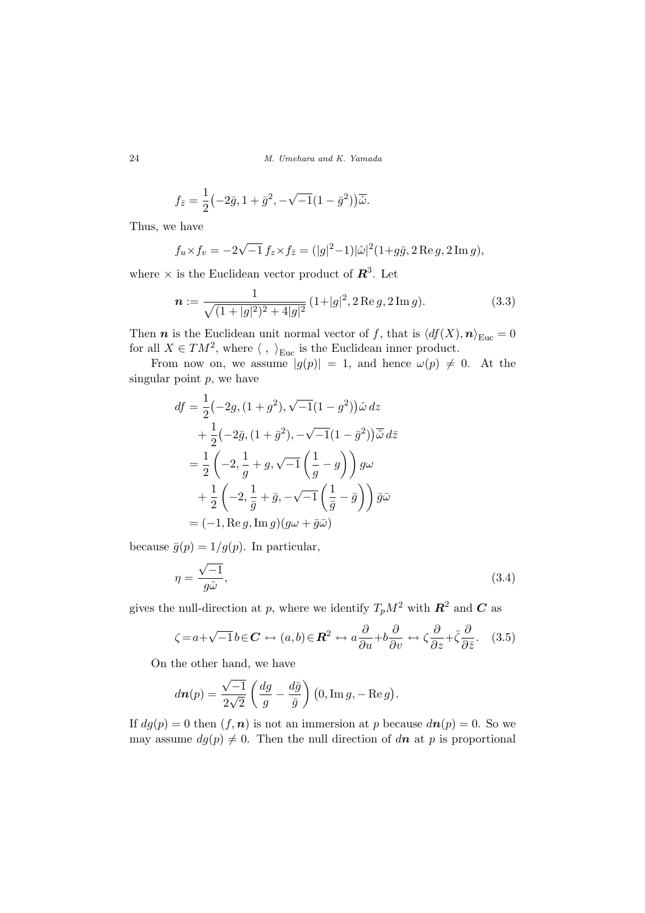$$f_{\bar{z}} = \frac{1}{2}\bigl(-2\bar{g}, 1+\bar{g}^2, -\sqrt{-1}(1-\bar{g}^2)\bigr)\overline{\hat{\omega}}.$$

Thus, we have

$$f_u \times f_v = -2\sqrt{-1}\, f_z \times f_{\bar{z}} = (|g|^2-1)|\hat{\omega}|^2(1+g\bar{g}, 2\operatorname{Re} g, 2\operatorname{Im} g),$$

where $\times$ is the Euclidean vector product of $\boldsymbol{R}^3$. Let

$$\boldsymbol{n} := \frac{1}{\sqrt{(1+|g|^2)^2+4|g|^2}}\,(1+|g|^2, 2\operatorname{Re} g, 2\operatorname{Im} g). \tag{3.3}$$

Then $\boldsymbol{n}$ is the Euclidean unit normal vector of $f$, that is $\langle df(X), \boldsymbol{n}\rangle_{\mathrm{Euc}} = 0$ for all $X \in TM^2$, where $\langle\ ,\ \rangle_{\mathrm{Euc}}$ is the Euclidean inner product.

From now on, we assume $|g(p)| = 1$, and hence $\omega(p) \neq 0$. At the singular point $p$, we have

$$\begin{aligned}
df &= \frac{1}{2}\bigl(-2g, (1+g^2), \sqrt{-1}(1-g^2)\bigr)\hat{\omega}\, dz \\
&\quad + \frac{1}{2}\bigl(-2\bar{g}, (1+\bar{g}^2), -\sqrt{-1}(1-\bar{g}^2)\bigr)\overline{\hat{\omega}}\, d\bar{z} \\
&= \frac{1}{2}\left(-2, \frac{1}{g}+g, \sqrt{-1}\left(\frac{1}{g}-g\right)\right) g\omega \\
&\quad + \frac{1}{2}\left(-2, \frac{1}{\bar{g}}+\bar{g}, -\sqrt{-1}\left(\frac{1}{\bar{g}}-\bar{g}\right)\right)\bar{g}\bar{\omega} \\
&= (-1, \operatorname{Re} g, \operatorname{Im} g)(g\omega + \bar{g}\bar{\omega})
\end{aligned}$$

because $\bar{g}(p) = 1/g(p)$. In particular,

$$\eta = \frac{\sqrt{-1}}{g\hat{\omega}}, \tag{3.4}$$

gives the null-direction at $p$, where we identify $T_pM^2$ with $\boldsymbol{R}^2$ and $\boldsymbol{C}$ as

$$\zeta = a+\sqrt{-1}\,b \in \boldsymbol{C} \leftrightarrow (a,b) \in \boldsymbol{R}^2 \leftrightarrow a\frac{\partial}{\partial u}+b\frac{\partial}{\partial v} \leftrightarrow \zeta\frac{\partial}{\partial z}+\bar{\zeta}\frac{\partial}{\partial \bar{z}}. \tag{3.5}$$

On the other hand, we have

$$d\boldsymbol{n}(p) = \frac{\sqrt{-1}}{2\sqrt{2}}\left(\frac{dg}{g}-\frac{d\bar{g}}{\bar{g}}\right)\bigl(0, \operatorname{Im} g, -\operatorname{Re} g\bigr).$$

If $dg(p) = 0$ then $(f, \boldsymbol{n})$ is not an immersion at $p$ because $d\boldsymbol{n}(p) = 0$. So we may assume $dg(p) \neq 0$. Then the null direction of $d\boldsymbol{n}$ at $p$ is proportional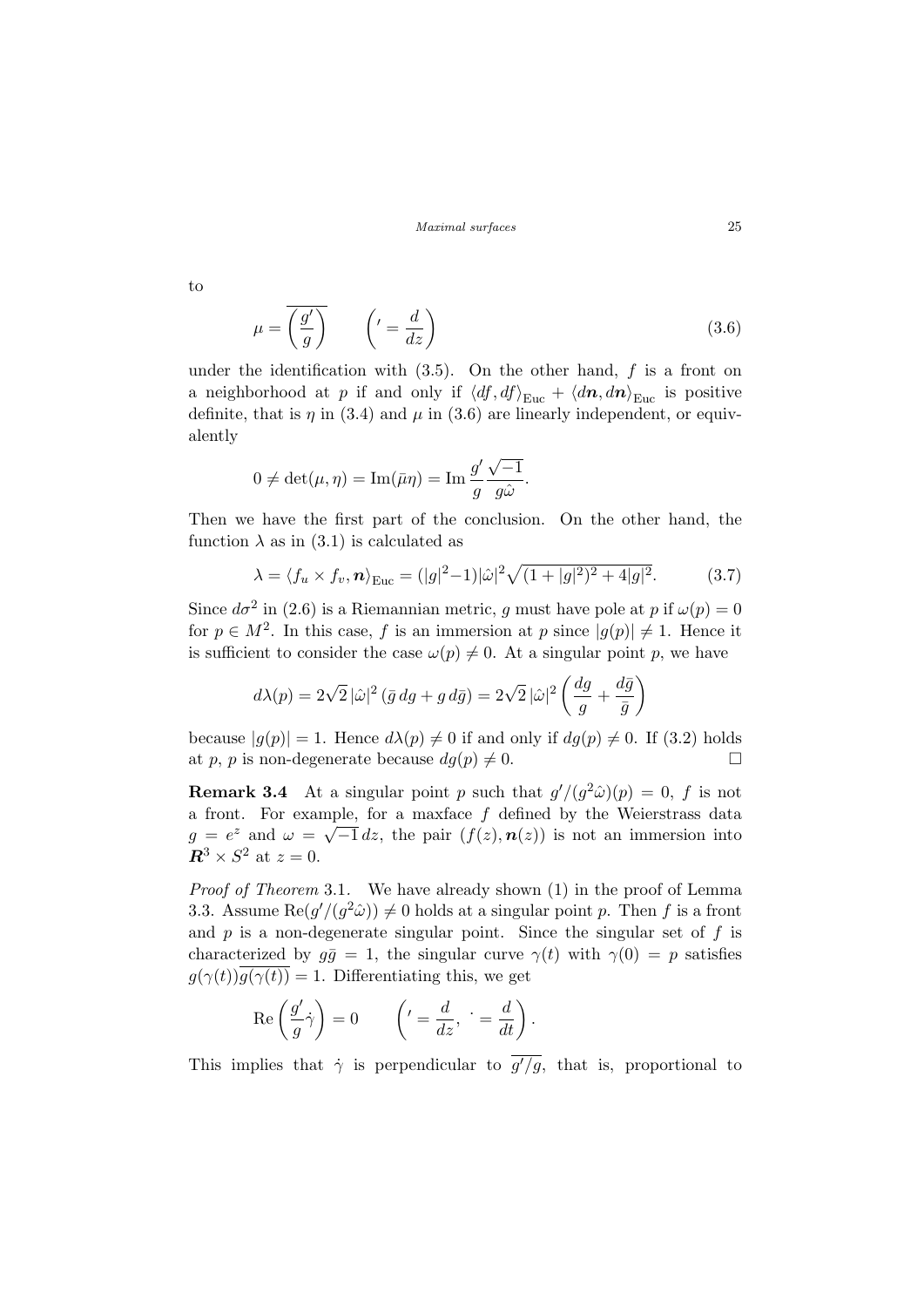to

$$\mu = \overline{\left(\frac{g'}{g}\right)} \qquad \left({}' = \frac{d}{dz}\right) \tag{3.6}$$

under the identification with (3.5). On the other hand, $f$ is a front on a neighborhood at $p$ if and only if $\langle df, df\rangle_{\mathrm{Euc}} + \langle d\boldsymbol{n}, d\boldsymbol{n}\rangle_{\mathrm{Euc}}$ is positive definite, that is $\eta$ in (3.4) and $\mu$ in (3.6) are linearly independent, or equivalently

$$0 \neq \det(\mu, \eta) = \operatorname{Im}(\bar{\mu}\eta) = \operatorname{Im} \frac{g'}{g}\frac{\sqrt{-1}}{g\hat{\omega}}.$$

Then we have the first part of the conclusion. On the other hand, the function $\lambda$ as in (3.1) is calculated as

$$\lambda = \langle f_u \times f_v, \boldsymbol{n}\rangle_{\mathrm{Euc}} = (|g|^2 - 1)|\hat{\omega}|^2\sqrt{(1+|g|^2)^2 + 4|g|^2}. \tag{3.7}$$

Since $d\sigma^2$ in (2.6) is a Riemannian metric, $g$ must have pole at $p$ if $\omega(p) = 0$ for $p \in M^2$. In this case, $f$ is an immersion at $p$ since $|g(p)| \neq 1$. Hence it is sufficient to consider the case $\omega(p) \neq 0$. At a singular point $p$, we have

$$d\lambda(p) = 2\sqrt{2}\,|\hat{\omega}|^2\,(\bar{g}\,dg + g\,d\bar{g}) = 2\sqrt{2}\,|\hat{\omega}|^2\left(\frac{dg}{g} + \frac{d\bar{g}}{\bar{g}}\right)$$

because $|g(p)| = 1$. Hence $d\lambda(p) \neq 0$ if and only if $dg(p) \neq 0$. If (3.2) holds at $p$, $p$ is non-degenerate because $dg(p) \neq 0$. □

**Remark 3.4** At a singular point $p$ such that $g'/(g^2\hat{\omega})(p) = 0$, $f$ is not a front. For example, for a maxface $f$ defined by the Weierstrass data $g = e^z$ and $\omega = \sqrt{-1}\,dz$, the pair $(f(z), \boldsymbol{n}(z))$ is not an immersion into $\boldsymbol{R}^3 \times S^2$ at $z = 0$.

*Proof of Theorem* 3.1. We have already shown (1) in the proof of Lemma 3.3. Assume $\operatorname{Re}(g'/(g^2\hat{\omega})) \neq 0$ holds at a singular point $p$. Then $f$ is a front and $p$ is a non-degenerate singular point. Since the singular set of $f$ is characterized by $g\bar{g} = 1$, the singular curve $\gamma(t)$ with $\gamma(0) = p$ satisfies $g(\gamma(t))\overline{g(\gamma(t))} = 1$. Differentiating this, we get

$$\operatorname{Re}\left(\frac{g'}{g}\dot{\gamma}\right) = 0 \qquad \left({}' = \frac{d}{dz},\ \dot{} = \frac{d}{dt}\right).$$

This implies that $\dot{\gamma}$ is perpendicular to $\overline{g'/g}$, that is, proportional to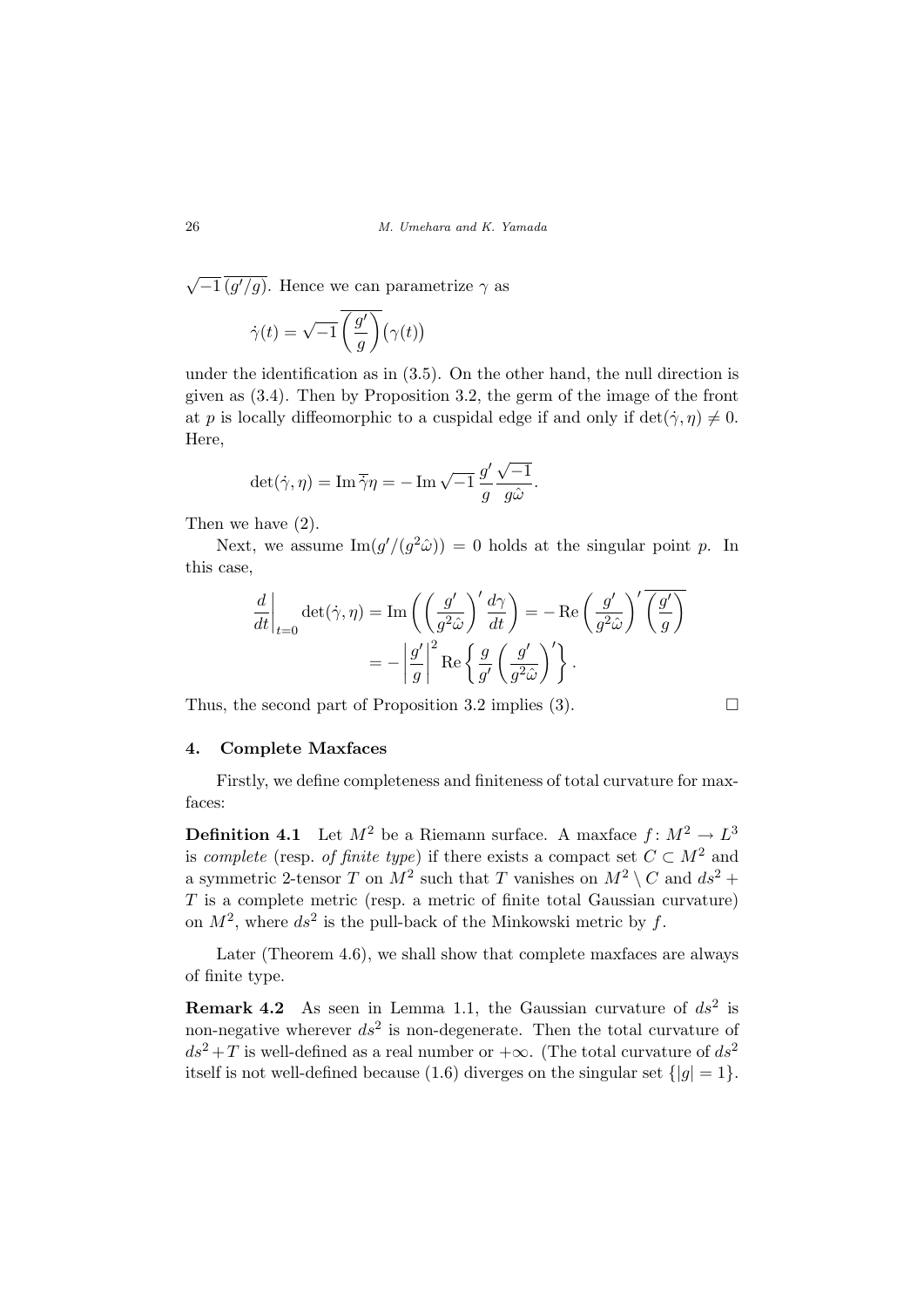$\sqrt{-1}\,\overline{(g'/g)}$. Hence we can parametrize $\gamma$ as

$$\dot\gamma(t) = \sqrt{-1}\,\overline{\left(\frac{g'}{g}\right)}\bigl(\gamma(t)\bigr)$$

under the identification as in (3.5). On the other hand, the null direction is given as (3.4). Then by Proposition 3.2, the germ of the image of the front at $p$ is locally diffeomorphic to a cuspidal edge if and only if $\det(\dot\gamma,\eta)\neq 0$. Here,

$$\det(\dot\gamma,\eta) = \operatorname{Im}\overline{\dot\gamma}\eta = -\operatorname{Im}\sqrt{-1}\,\frac{g'}{g}\frac{\sqrt{-1}}{g\hat\omega}.$$

Then we have (2).

Next, we assume $\operatorname{Im}(g'/(g^2\hat\omega)) = 0$ holds at the singular point $p$. In this case,

$$\begin{aligned}
\left.\frac{d}{dt}\right|_{t=0}\det(\dot\gamma,\eta) &= \operatorname{Im}\left(\left(\frac{g'}{g^2\hat\omega}\right)'\frac{d\gamma}{dt}\right) = -\operatorname{Re}\left(\frac{g'}{g^2\hat\omega}\right)'\overline{\left(\frac{g'}{g}\right)} \\
&= -\left|\frac{g'}{g}\right|^2\operatorname{Re}\left\{\frac{g}{g'}\left(\frac{g'}{g^2\hat\omega}\right)'\right\}.
\end{aligned}$$

Thus, the second part of Proposition 3.2 implies (3). □

## 4. Complete Maxfaces

Firstly, we define completeness and finiteness of total curvature for maxfaces:

**Definition 4.1** Let $M^2$ be a Riemann surface. A maxface $f\colon M^2\to L^3$ is *complete* (resp. *of finite type*) if there exists a compact set $C\subset M^2$ and a symmetric 2-tensor $T$ on $M^2$ such that $T$ vanishes on $M^2\setminus C$ and $ds^2 + T$ is a complete metric (resp. a metric of finite total Gaussian curvature) on $M^2$, where $ds^2$ is the pull-back of the Minkowski metric by $f$.

Later (Theorem 4.6), we shall show that complete maxfaces are always of finite type.

**Remark 4.2** As seen in Lemma 1.1, the Gaussian curvature of $ds^2$ is non-negative wherever $ds^2$ is non-degenerate. Then the total curvature of $ds^2+T$ is well-defined as a real number or $+\infty$. (The total curvature of $ds^2$ itself is not well-defined because (1.6) diverges on the singular set $\{|g|=1\}$.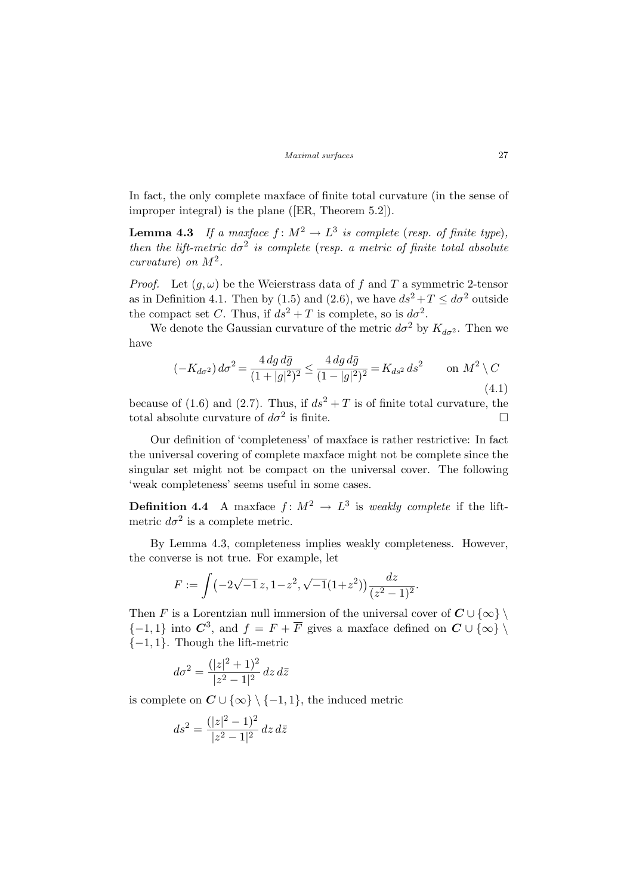In fact, the only complete maxface of finite total curvature (in the sense of improper integral) is the plane ([ER, Theorem 5.2]).

**Lemma 4.3** *If a maxface $f\colon M^2 \to L^3$ is complete* (*resp. of finite type*), *then the lift-metric $d\sigma^2$ is complete* (*resp. a metric of finite total absolute curvature*) *on $M^2$.*

*Proof.* Let $(g, \omega)$ be the Weierstrass data of $f$ and $T$ a symmetric 2-tensor as in Definition 4.1. Then by (1.5) and (2.6), we have $ds^2 + T \le d\sigma^2$ outside the compact set $C$. Thus, if $ds^2 + T$ is complete, so is $d\sigma^2$.

We denote the Gaussian curvature of the metric $d\sigma^2$ by $K_{d\sigma^2}$. Then we have

$$(-K_{d\sigma^2})\, d\sigma^2 = \frac{4\, dg\, d\bar{g}}{(1+|g|^2)^2} \le \frac{4\, dg\, d\bar{g}}{(1-|g|^2)^2} = K_{ds^2}\, ds^2 \qquad \text{on } M^2 \setminus C \tag{4.1}$$

because of (1.6) and (2.7). Thus, if $ds^2 + T$ is of finite total curvature, the total absolute curvature of $d\sigma^2$ is finite. $\square$

Our definition of 'completeness' of maxface is rather restrictive: In fact the universal covering of complete maxface might not be complete since the singular set might not be compact on the universal cover. The following 'weak completeness' seems useful in some cases.

**Definition 4.4** A maxface $f\colon M^2 \to L^3$ is *weakly complete* if the lift-metric $d\sigma^2$ is a complete metric.

By Lemma 4.3, completeness implies weakly completeness. However, the converse is not true. For example, let

$$F := \int \left(-2\sqrt{-1}\, z, 1-z^2, \sqrt{-1}(1+z^2)\right) \frac{dz}{(z^2-1)^2}.$$

Then $F$ is a Lorentzian null immersion of the universal cover of $\boldsymbol{C} \cup \{\infty\} \setminus \{-1, 1\}$ into $\boldsymbol{C}^3$, and $f = F + \overline{F}$ gives a maxface defined on $\boldsymbol{C} \cup \{\infty\} \setminus \{-1, 1\}$. Though the lift-metric

$$d\sigma^2 = \frac{(|z|^2+1)^2}{|z^2-1|^2}\, dz\, d\bar{z}$$

is complete on $\boldsymbol{C} \cup \{\infty\} \setminus \{-1, 1\}$, the induced metric

$$ds^2 = \frac{(|z|^2-1)^2}{|z^2-1|^2}\, dz\, d\bar{z}$$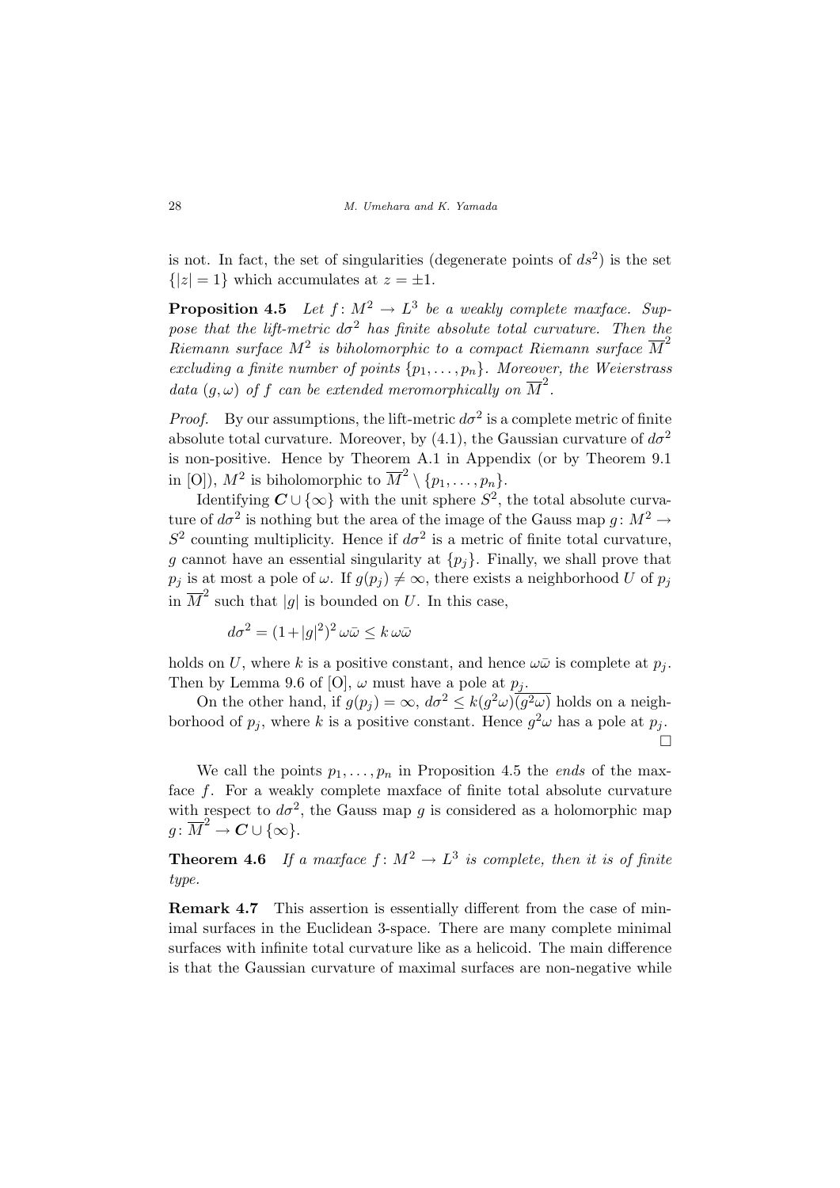is not. In fact, the set of singularities (degenerate points of $ds^2$) is the set $\{|z| = 1\}$ which accumulates at $z = \pm 1$.

**Proposition 4.5** *Let $f\colon M^2 \to L^3$ be a weakly complete maxface. Suppose that the lift-metric $d\sigma^2$ has finite absolute total curvature. Then the Riemann surface $M^2$ is biholomorphic to a compact Riemann surface $\overline{M}^2$ excluding a finite number of points $\{p_1, \dots, p_n\}$. Moreover, the Weierstrass data $(g, \omega)$ of $f$ can be extended meromorphically on $\overline{M}^2$.*

*Proof.* By our assumptions, the lift-metric $d\sigma^2$ is a complete metric of finite absolute total curvature. Moreover, by (4.1), the Gaussian curvature of $d\sigma^2$ is non-positive. Hence by Theorem A.1 in Appendix (or by Theorem 9.1 in [O]), $M^2$ is biholomorphic to $\overline{M}^2 \setminus \{p_1, \dots, p_n\}$.

Identifying $\boldsymbol{C} \cup \{\infty\}$ with the unit sphere $S^2$, the total absolute curvature of $d\sigma^2$ is nothing but the area of the image of the Gauss map $g\colon M^2 \to S^2$ counting multiplicity. Hence if $d\sigma^2$ is a metric of finite total curvature, $g$ cannot have an essential singularity at $\{p_j\}$. Finally, we shall prove that $p_j$ is at most a pole of $\omega$. If $g(p_j) \neq \infty$, there exists a neighborhood $U$ of $p_j$ in $\overline{M}^2$ such that $|g|$ is bounded on $U$. In this case,

$$d\sigma^2 = (1+|g|^2)^2 \,\omega\bar{\omega} \leq k\,\omega\bar{\omega}$$

holds on $U$, where $k$ is a positive constant, and hence $\omega\bar{\omega}$ is complete at $p_j$. Then by Lemma 9.6 of [O], $\omega$ must have a pole at $p_j$.

On the other hand, if $g(p_j) = \infty$, $d\sigma^2 \leq k(g^2\omega)\overline{(g^2\omega)}$ holds on a neighborhood of $p_j$, where $k$ is a positive constant. Hence $g^2\omega$ has a pole at $p_j$. □

We call the points $p_1, \dots, p_n$ in Proposition 4.5 the *ends* of the maxface $f$. For a weakly complete maxface of finite total absolute curvature with respect to $d\sigma^2$, the Gauss map $g$ is considered as a holomorphic map $g\colon \overline{M}^2 \to \boldsymbol{C} \cup \{\infty\}$.

**Theorem 4.6** *If a maxface $f\colon M^2 \to L^3$ is complete, then it is of finite type.*

**Remark 4.7** This assertion is essentially different from the case of minimal surfaces in the Euclidean 3-space. There are many complete minimal surfaces with infinite total curvature like as a helicoid. The main difference is that the Gaussian curvature of maximal surfaces are non-negative while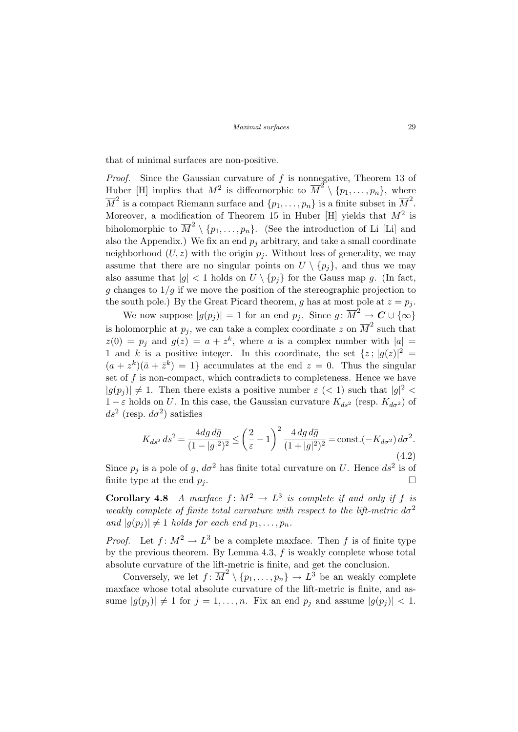that of minimal surfaces are non-positive.

*Proof.* Since the Gaussian curvature of $f$ is nonnegative, Theorem 13 of Huber [H] implies that $M^2$ is diffeomorphic to $\overline{M}^2 \setminus \{p_1, \dots, p_n\}$, where $\overline{M}^2$ is a compact Riemann surface and $\{p_1, \dots, p_n\}$ is a finite subset in $\overline{M}^2$. Moreover, a modification of Theorem 15 in Huber [H] yields that $M^2$ is biholomorphic to $\overline{M}^2 \setminus \{p_1, \dots, p_n\}$. (See the introduction of Li [Li] and also the Appendix.) We fix an end $p_j$ arbitrary, and take a small coordinate neighborhood $(U, z)$ with the origin $p_j$. Without loss of generality, we may assume that there are no singular points on $U \setminus \{p_j\}$, and thus we may also assume that $|g| < 1$ holds on $U \setminus \{p_j\}$ for the Gauss map $g$. (In fact, $g$ changes to $1/g$ if we move the position of the stereographic projection to the south pole.) By the Great Picard theorem, $g$ has at most pole at $z = p_j$.

We now suppose $|g(p_j)| = 1$ for an end $p_j$. Since $g\colon \overline{M}^2 \to \boldsymbol{C} \cup \{\infty\}$ is holomorphic at $p_j$, we can take a complex coordinate $z$ on $\overline{M}^2$ such that $z(0) = p_j$ and $g(z) = a + z^k$, where $a$ is a complex number with $|a| = 1$ and $k$ is a positive integer. In this coordinate, the set $\{z\,;\, |g(z)|^2 = (a + z^k)(\bar{a} + \bar{z}^k) = 1\}$ accumulates at the end $z = 0$. Thus the singular set of $f$ is non-compact, which contradicts to completeness. Hence we have $|g(p_j)| \neq 1$. Then there exists a positive number $\varepsilon$ $(< 1)$ such that $|g|^2 < 1 - \varepsilon$ holds on $U$. In this case, the Gaussian curvature $K_{ds^2}$ (resp. $K_{d\sigma^2}$) of $ds^2$ (resp. $d\sigma^2$) satisfies

$$K_{ds^2}\, ds^2 = \frac{4dg\, d\bar{g}}{(1 - |g|^2)^2} \leq \left(\frac{2}{\varepsilon} - 1\right)^2 \frac{4\, dg\, d\bar{g}}{(1 + |g|^2)^2} = \text{const.}(-K_{d\sigma^2})\, d\sigma^2. \tag{4.2}$$

Since $p_j$ is a pole of $g$, $d\sigma^2$ has finite total curvature on $U$. Hence $ds^2$ is of finite type at the end $p_j$. $\square$

**Corollary 4.8** *A maxface $f\colon M^2 \to L^3$ is complete if and only if $f$ is weakly complete of finite total curvature with respect to the lift-metric $d\sigma^2$ and $|g(p_j)| \neq 1$ holds for each end $p_1, \dots, p_n$.*

*Proof.* Let $f\colon M^2 \to L^3$ be a complete maxface. Then $f$ is of finite type by the previous theorem. By Lemma 4.3, $f$ is weakly complete whose total absolute curvature of the lift-metric is finite, and get the conclusion.

Conversely, we let $f\colon \overline{M}^2 \setminus \{p_1, \dots, p_n\} \to L^3$ be an weakly complete maxface whose total absolute curvature of the lift-metric is finite, and assume $|g(p_j)| \neq 1$ for $j = 1, \dots, n$. Fix an end $p_j$ and assume $|g(p_j)| < 1$.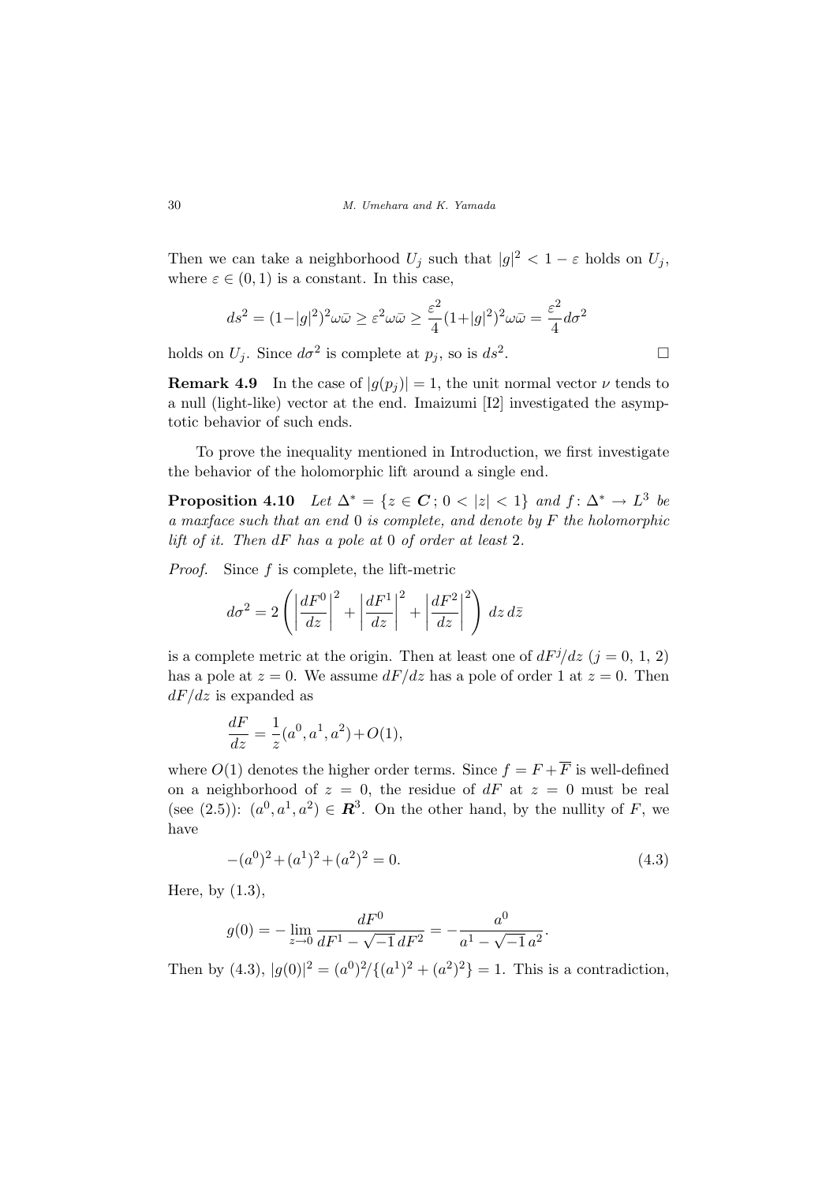Then we can take a neighborhood $U_j$ such that $|g|^2 < 1 - \varepsilon$ holds on $U_j$, where $\varepsilon \in (0,1)$ is a constant. In this case,

$$ds^2 = (1-|g|^2)^2\omega\bar{\omega} \geq \varepsilon^2\omega\bar{\omega} \geq \frac{\varepsilon^2}{4}(1+|g|^2)^2\omega\bar{\omega} = \frac{\varepsilon^2}{4}d\sigma^2$$

holds on $U_j$. Since $d\sigma^2$ is complete at $p_j$, so is $ds^2$. $\square$

**Remark 4.9** In the case of $|g(p_j)| = 1$, the unit normal vector $\nu$ tends to a null (light-like) vector at the end. Imaizumi [I2] investigated the asymptotic behavior of such ends.

To prove the inequality mentioned in Introduction, we first investigate the behavior of the holomorphic lift around a single end.

**Proposition 4.10** *Let $\Delta^* = \{z \in \boldsymbol{C}\,;\, 0 < |z| < 1\}$ and $f \colon \Delta^* \to L^3$ be a maxface such that an end $0$ is complete, and denote by $F$ the holomorphic lift of it. Then $dF$ has a pole at $0$ of order at least $2$.*

*Proof.* Since $f$ is complete, the lift-metric

$$d\sigma^2 = 2\left(\left|\frac{dF^0}{dz}\right|^2 + \left|\frac{dF^1}{dz}\right|^2 + \left|\frac{dF^2}{dz}\right|^2\right)\,dz\,d\bar{z}$$

is a complete metric at the origin. Then at least one of $dF^j/dz$ ($j = 0,\,1,\,2$) has a pole at $z = 0$. We assume $dF/dz$ has a pole of order 1 at $z = 0$. Then $dF/dz$ is expanded as

$$\frac{dF}{dz} = \frac{1}{z}(a^0, a^1, a^2) + O(1),$$

where $O(1)$ denotes the higher order terms. Since $f = F + \overline{F}$ is well-defined on a neighborhood of $z = 0$, the residue of $dF$ at $z = 0$ must be real (see (2.5)): $(a^0, a^1, a^2) \in \boldsymbol{R}^3$. On the other hand, by the nullity of $F$, we have

$$-(a^0)^2 + (a^1)^2 + (a^2)^2 = 0. \tag{4.3}$$

Here, by (1.3),

$$g(0) = -\lim_{z\to 0}\frac{dF^0}{dF^1 - \sqrt{-1}\,dF^2} = -\frac{a^0}{a^1 - \sqrt{-1}\,a^2}.$$

Then by (4.3), $|g(0)|^2 = (a^0)^2/\{(a^1)^2 + (a^2)^2\} = 1$. This is a contradiction,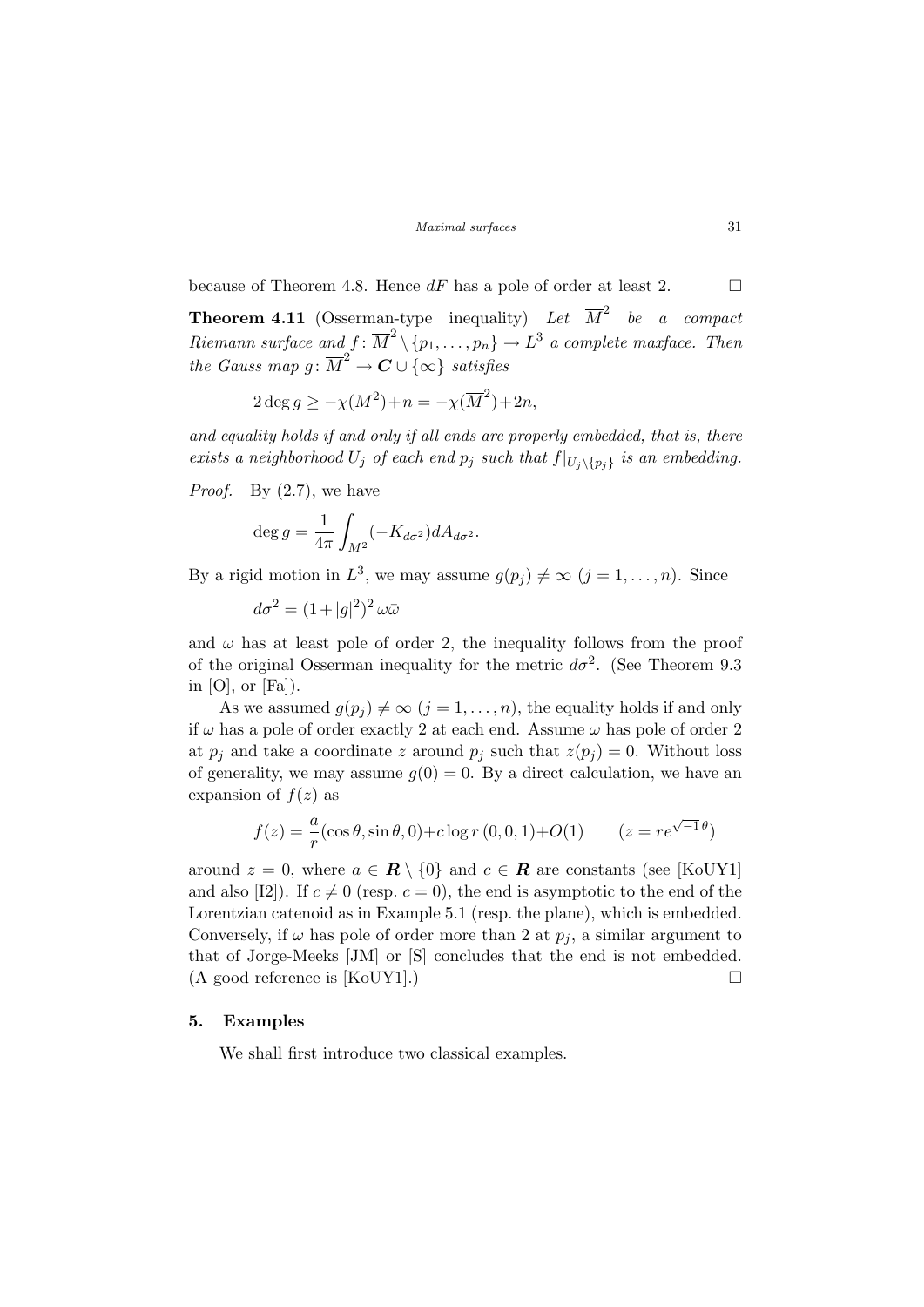because of Theorem 4.8. Hence $dF$ has a pole of order at least 2. $\square$

**Theorem 4.11** (Osserman-type inequality) *Let $\overline{M}^2$ be a compact Riemann surface and $f\colon \overline{M}^2 \setminus \{p_1, \dots, p_n\} \to L^3$ a complete maxface. Then the Gauss map $g\colon \overline{M}^2 \to \boldsymbol{C} \cup \{\infty\}$ satisfies*

$$2 \deg g \geq -\chi(M^2) + n = -\chi(\overline{M}^2) + 2n,$$

*and equality holds if and only if all ends are properly embedded, that is, there exists a neighborhood $U_j$ of each end $p_j$ such that $f|_{U_j \setminus \{p_j\}}$ is an embedding.*

*Proof.* By (2.7), we have

$$\deg g = \frac{1}{4\pi} \int_{M^2} (-K_{d\sigma^2}) dA_{d\sigma^2}.$$

By a rigid motion in $L^3$, we may assume $g(p_j) \neq \infty$ $(j = 1, \dots, n)$. Since

$$d\sigma^2 = (1 + |g|^2)^2 \, \omega \bar{\omega}$$

and $\omega$ has at least pole of order 2, the inequality follows from the proof of the original Osserman inequality for the metric $d\sigma^2$. (See Theorem 9.3 in [O], or [Fa]).

As we assumed $g(p_j) \neq \infty$ $(j = 1, \dots, n)$, the equality holds if and only if $\omega$ has a pole of order exactly 2 at each end. Assume $\omega$ has pole of order 2 at $p_j$ and take a coordinate $z$ around $p_j$ such that $z(p_j) = 0$. Without loss of generality, we may assume $g(0) = 0$. By a direct calculation, we have an expansion of $f(z)$ as

$$f(z) = \frac{a}{r}(\cos\theta, \sin\theta, 0) + c \log r \, (0, 0, 1) + O(1) \qquad (z = re^{\sqrt{-1}\,\theta})$$

around $z = 0$, where $a \in \boldsymbol{R} \setminus \{0\}$ and $c \in \boldsymbol{R}$ are constants (see [KoUY1] and also [I2]). If $c \neq 0$ (resp. $c = 0$), the end is asymptotic to the end of the Lorentzian catenoid as in Example 5.1 (resp. the plane), which is embedded. Conversely, if $\omega$ has pole of order more than 2 at $p_j$, a similar argument to that of Jorge-Meeks [JM] or [S] concludes that the end is not embedded. (A good reference is [KoUY1].) $\square$

## 5. Examples

We shall first introduce two classical examples.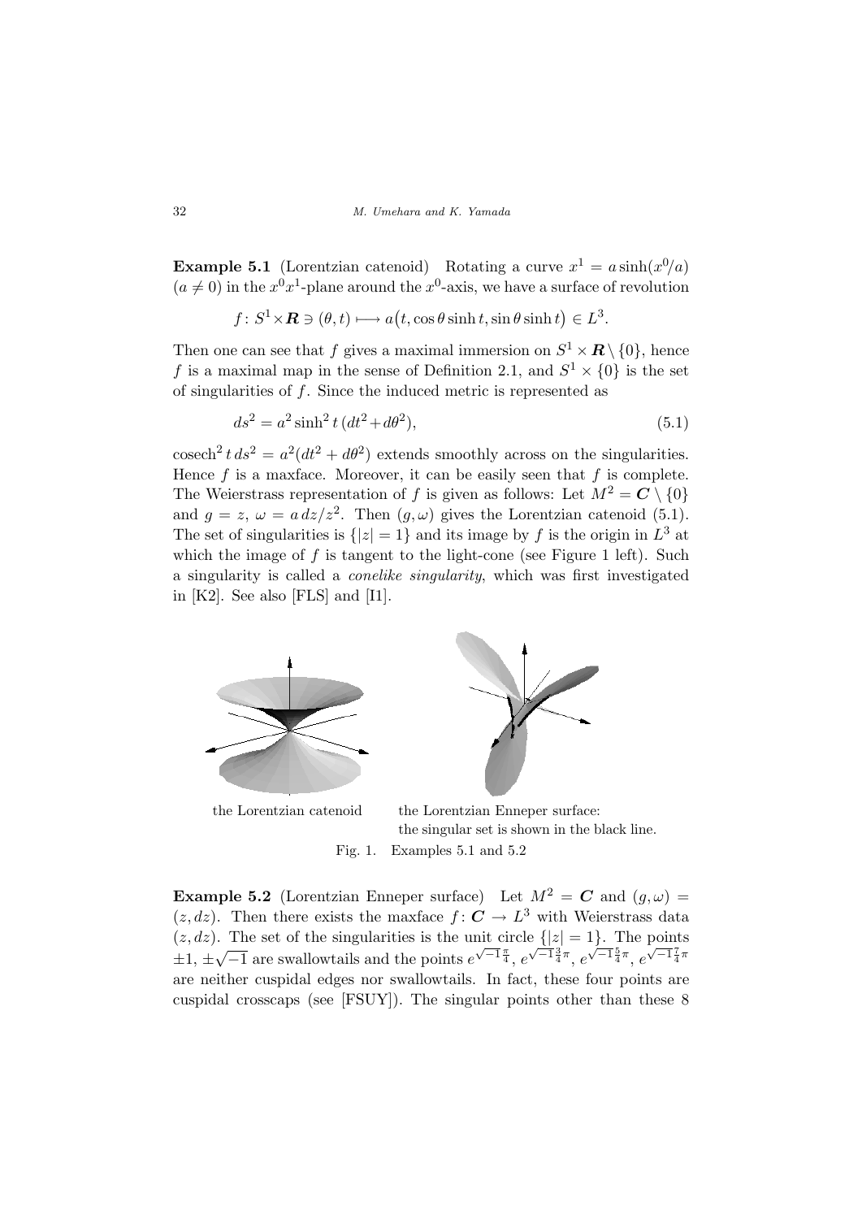**Example 5.1** (Lorentzian catenoid) Rotating a curve $x^1 = a\sinh(x^0/a)$ $(a \neq 0)$ in the $x^0x^1$-plane around the $x^0$-axis, we have a surface of revolution

$$f\colon S^1 \times \boldsymbol{R} \ni (\theta, t) \longmapsto a\bigl(t, \cos\theta \sinh t, \sin\theta \sinh t\bigr) \in L^3.$$

Then one can see that $f$ gives a maximal immersion on $S^1 \times \boldsymbol{R} \setminus \{0\}$, hence $f$ is a maximal map in the sense of Definition 2.1, and $S^1 \times \{0\}$ is the set of singularities of $f$. Since the induced metric is represented as

$$ds^2 = a^2 \sinh^2 t\,(dt^2 + d\theta^2), \tag{5.1}$$

$\operatorname{cosech}^2 t\, ds^2 = a^2(dt^2 + d\theta^2)$ extends smoothly across on the singularities. Hence $f$ is a maxface. Moreover, it can be easily seen that $f$ is complete. The Weierstrass representation of $f$ is given as follows: Let $M^2 = \boldsymbol{C} \setminus \{0\}$ and $g = z$, $\omega = a\,dz/z^2$. Then $(g, \omega)$ gives the Lorentzian catenoid (5.1). The set of singularities is $\{|z| = 1\}$ and its image by $f$ is the origin in $L^3$ at which the image of $f$ is tangent to the light-cone (see Figure 1 left). Such a singularity is called a *conelike singularity*, which was first investigated in [K2]. See also [FLS] and [I1].

the Lorentzian catenoid

the Lorentzian Enneper surface: the singular set is shown in the black line.

Fig. 1. Examples 5.1 and 5.2

**Example 5.2** (Lorentzian Enneper surface) Let $M^2 = \boldsymbol{C}$ and $(g, \omega) = (z, dz)$. Then there exists the maxface $f\colon \boldsymbol{C} \to L^3$ with Weierstrass data $(z, dz)$. The set of the singularities is the unit circle $\{|z| = 1\}$. The points $\pm 1$, $\pm\sqrt{-1}$ are swallowtails and the points $e^{\sqrt{-1}\frac{\pi}{4}}$, $e^{\sqrt{-1}\frac{3}{4}\pi}$, $e^{\sqrt{-1}\frac{5}{4}\pi}$, $e^{\sqrt{-1}\frac{7}{4}\pi}$ are neither cuspidal edges nor swallowtails. In fact, these four points are cuspidal crosscaps (see [FSUY]). The singular points other than these 8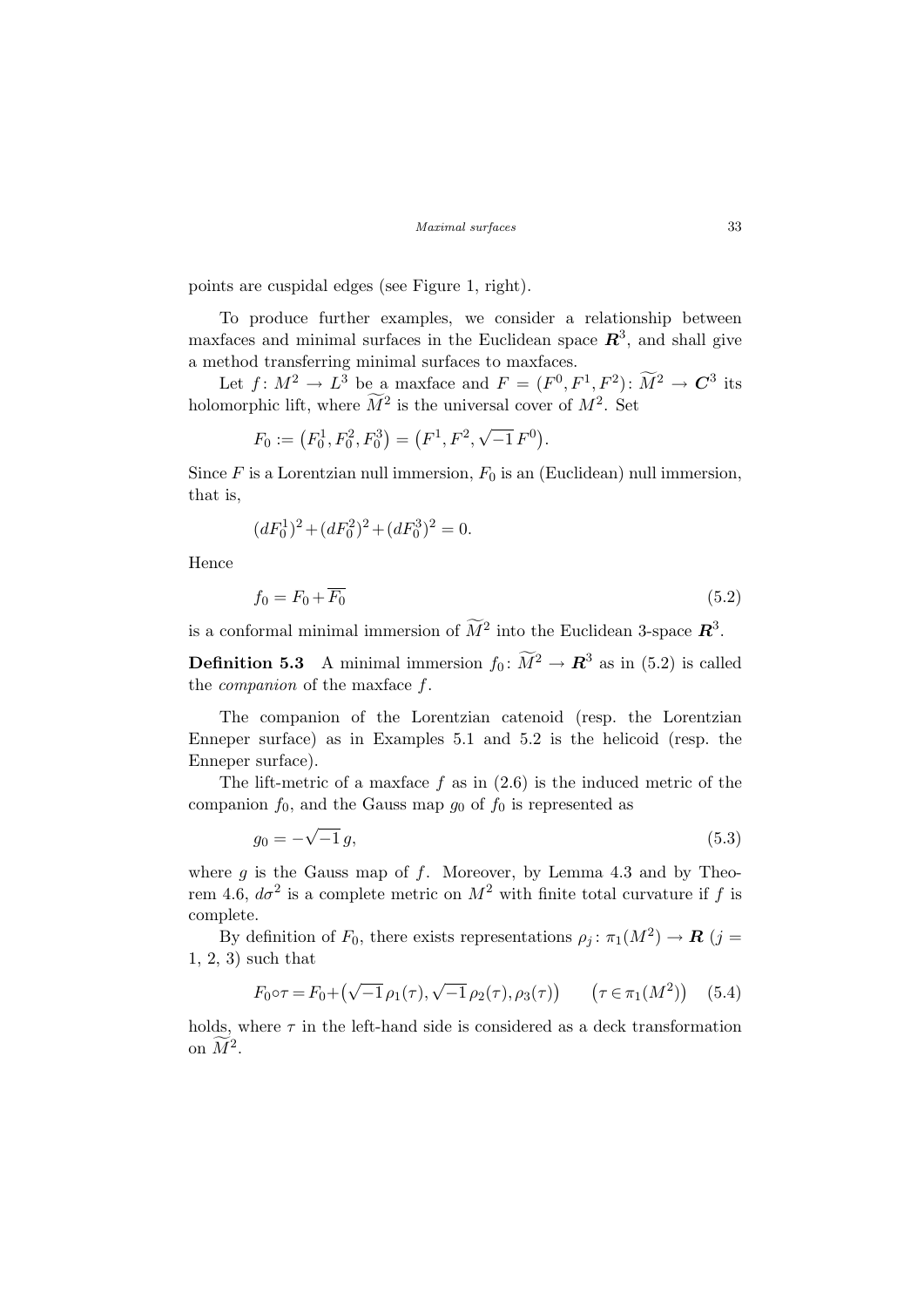points are cuspidal edges (see Figure 1, right).

To produce further examples, we consider a relationship between maxfaces and minimal surfaces in the Euclidean space $\boldsymbol{R}^3$, and shall give a method transferring minimal surfaces to maxfaces.

Let $f\colon M^2 \to L^3$ be a maxface and $F = (F^0, F^1, F^2)\colon \widetilde{M}^2 \to \boldsymbol{C}^3$ its holomorphic lift, where $\widetilde{M}^2$ is the universal cover of $M^2$. Set

$$F_0 := \left(F_0^1, F_0^2, F_0^3\right) = \left(F^1, F^2, \sqrt{-1}\,F^0\right).$$

Since $F$ is a Lorentzian null immersion, $F_0$ is an (Euclidean) null immersion, that is,

$$(dF_0^1)^2 + (dF_0^2)^2 + (dF_0^3)^2 = 0.$$

Hence

$$f_0 = F_0 + \overline{F_0} \tag{5.2}$$

is a conformal minimal immersion of $\widetilde{M}^2$ into the Euclidean 3-space $\boldsymbol{R}^3$.

**Definition 5.3** A minimal immersion $f_0\colon \widetilde{M}^2 \to \boldsymbol{R}^3$ as in (5.2) is called the *companion* of the maxface $f$.

The companion of the Lorentzian catenoid (resp. the Lorentzian Enneper surface) as in Examples 5.1 and 5.2 is the helicoid (resp. the Enneper surface).

The lift-metric of a maxface $f$ as in (2.6) is the induced metric of the companion $f_0$, and the Gauss map $g_0$ of $f_0$ is represented as

$$g_0 = -\sqrt{-1}\,g, \tag{5.3}$$

where $g$ is the Gauss map of $f$. Moreover, by Lemma 4.3 and by Theorem 4.6, $d\sigma^2$ is a complete metric on $M^2$ with finite total curvature if $f$ is complete.

By definition of $F_0$, there exists representations $\rho_j\colon \pi_1(M^2) \to \boldsymbol{R}$ ($j = 1, 2, 3$) such that

$$F_0 \circ \tau = F_0 + \left(\sqrt{-1}\,\rho_1(\tau), \sqrt{-1}\,\rho_2(\tau), \rho_3(\tau)\right) \qquad \left(\tau \in \pi_1(M^2)\right) \tag{5.4}$$

holds, where $\tau$ in the left-hand side is considered as a deck transformation on $\widetilde{M}^2$.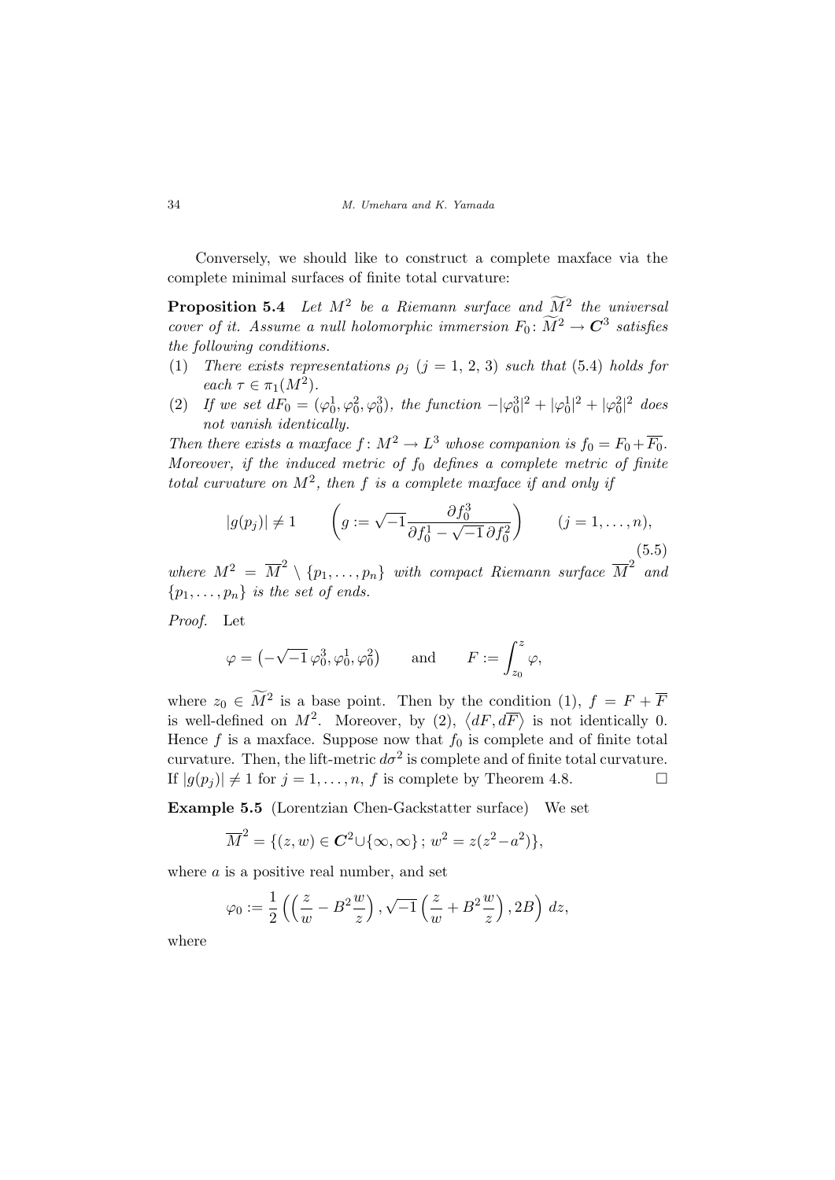Conversely, we should like to construct a complete maxface via the complete minimal surfaces of finite total curvature:

**Proposition 5.4** *Let $M^2$ be a Riemann surface and $\widetilde{M}^2$ the universal cover of it. Assume a null holomorphic immersion $F_0\colon \widetilde{M}^2 \to \boldsymbol{C}^3$ satisfies the following conditions.*

(1) *There exists representations $\rho_j$ ($j = 1, 2, 3$) such that (5.4) holds for each $\tau \in \pi_1(M^2)$.*

(2) *If we set $dF_0 = (\varphi_0^1, \varphi_0^2, \varphi_0^3)$, the function $-|\varphi_0^3|^2 + |\varphi_0^1|^2 + |\varphi_0^2|^2$ does not vanish identically.*

*Then there exists a maxface $f\colon M^2 \to L^3$ whose companion is $f_0 = F_0 + \overline{F_0}$. Moreover, if the induced metric of $f_0$ defines a complete metric of finite total curvature on $M^2$, then $f$ is a complete maxface if and only if*

$$|g(p_j)| \neq 1 \qquad \left(g := \sqrt{-1}\frac{\partial f_0^3}{\partial f_0^1 - \sqrt{-1}\,\partial f_0^2}\right) \qquad (j = 1, \dots, n), \tag{5.5}$$

*where $M^2 = \overline{M}^2 \setminus \{p_1, \dots, p_n\}$ with compact Riemann surface $\overline{M}^2$ and $\{p_1, \dots, p_n\}$ is the set of ends.*

*Proof.* Let

$$\varphi = \left(-\sqrt{-1}\,\varphi_0^3, \varphi_0^1, \varphi_0^2\right) \qquad \text{and} \qquad F := \int_{z_0}^{z} \varphi,$$

where $z_0 \in \widetilde{M}^2$ is a base point. Then by the condition (1), $f = F + \overline{F}$ is well-defined on $M^2$. Moreover, by (2), $\langle dF, d\overline{F}\rangle$ is not identically 0. Hence $f$ is a maxface. Suppose now that $f_0$ is complete and of finite total curvature. Then, the lift-metric $d\sigma^2$ is complete and of finite total curvature. If $|g(p_j)| \neq 1$ for $j = 1, \dots, n$, $f$ is complete by Theorem 4.8. $\square$

**Example 5.5** (Lorentzian Chen-Gackstatter surface) We set

$$\overline{M}^2 = \{(z, w) \in \boldsymbol{C}^2 \cup \{\infty, \infty\}\,;\, w^2 = z(z^2 - a^2)\},$$

where $a$ is a positive real number, and set

$$\varphi_0 := \frac{1}{2}\left(\left(\frac{z}{w} - B^2\frac{w}{z}\right), \sqrt{-1}\left(\frac{z}{w} + B^2\frac{w}{z}\right), 2B\right)\,dz,$$

where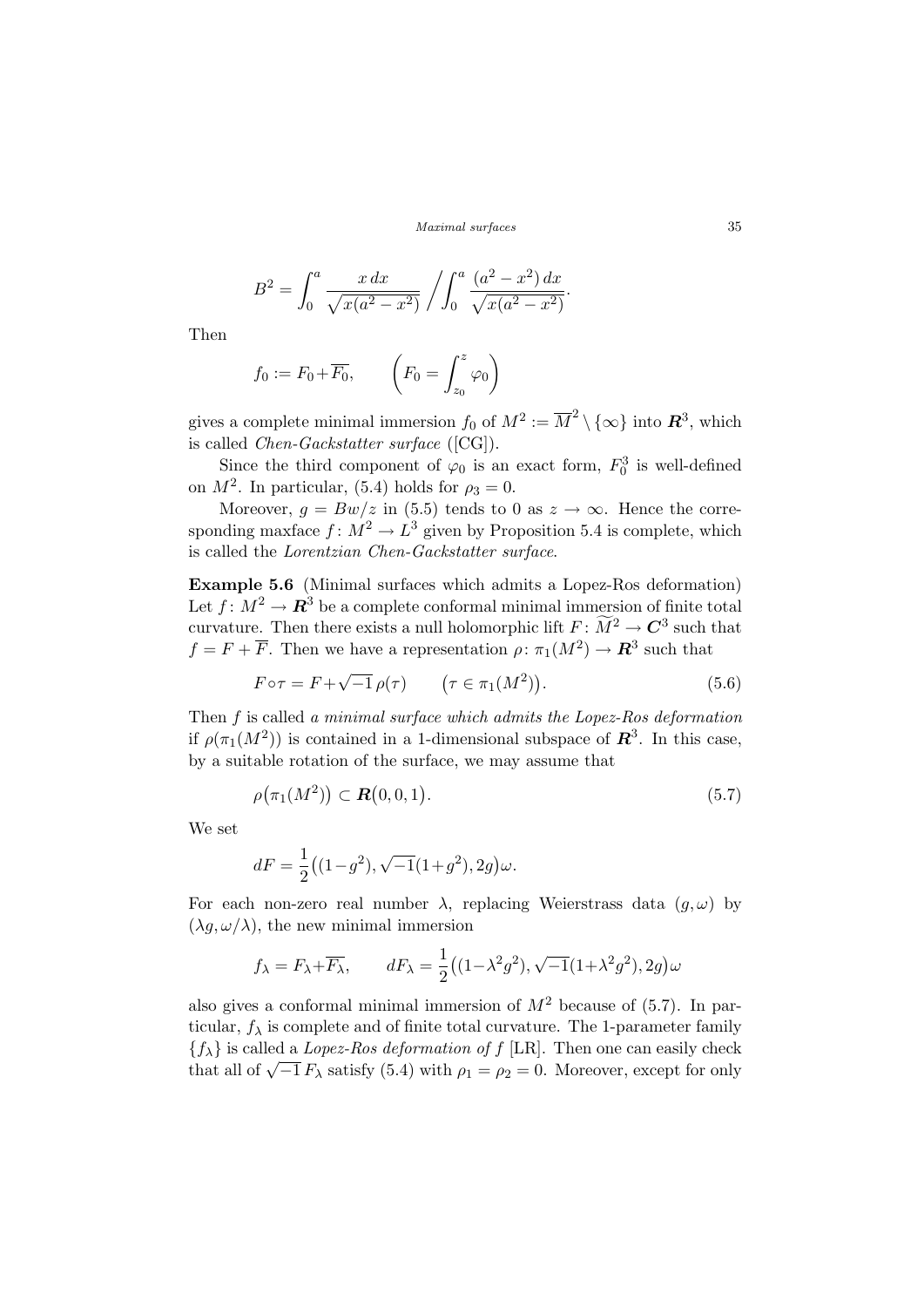$$B^2 = \int_0^a \frac{x\,dx}{\sqrt{x(a^2-x^2)}} \Bigg/ \int_0^a \frac{(a^2-x^2)\,dx}{\sqrt{x(a^2-x^2)}}.$$

Then

$$f_0 := F_0 + \overline{F_0}, \qquad \left(F_0 = \int_{z_0}^{z} \varphi_0\right)$$

gives a complete minimal immersion $f_0$ of $M^2 := \overline{M}^2 \setminus \{\infty\}$ into $\boldsymbol{R}^3$, which is called *Chen-Gackstatter surface* ([CG]).

Since the third component of $\varphi_0$ is an exact form, $F_0^3$ is well-defined on $M^2$. In particular, (5.4) holds for $\rho_3 = 0$.

Moreover, $g = Bw/z$ in (5.5) tends to 0 as $z \to \infty$. Hence the corresponding maxface $f\colon M^2 \to L^3$ given by Proposition 5.4 is complete, which is called the *Lorentzian Chen-Gackstatter surface*.

**Example 5.6** (Minimal surfaces which admits a Lopez-Ros deformation) Let $f\colon M^2 \to \boldsymbol{R}^3$ be a complete conformal minimal immersion of finite total curvature. Then there exists a null holomorphic lift $F\colon \widetilde{M}^2 \to \boldsymbol{C}^3$ such that $f = F + \overline{F}$. Then we have a representation $\rho\colon \pi_1(M^2) \to \boldsymbol{R}^3$ such that

$$F \circ \tau = F + \sqrt{-1}\,\rho(\tau) \qquad \bigl(\tau \in \pi_1(M^2)\bigr). \tag{5.6}$$

Then $f$ is called *a minimal surface which admits the Lopez-Ros deformation* if $\rho(\pi_1(M^2))$ is contained in a 1-dimensional subspace of $\boldsymbol{R}^3$. In this case, by a suitable rotation of the surface, we may assume that

$$\rho\bigl(\pi_1(M^2)\bigr) \subset \boldsymbol{R}\bigl(0,0,1\bigr). \tag{5.7}$$

We set

$$dF = \frac{1}{2}\bigl((1-g^2), \sqrt{-1}(1+g^2), 2g\bigr)\omega.$$

For each non-zero real number $\lambda$, replacing Weierstrass data $(g, \omega)$ by $(\lambda g, \omega/\lambda)$, the new minimal immersion

$$f_\lambda = F_\lambda + \overline{F_\lambda}, \qquad dF_\lambda = \frac{1}{2}\bigl((1-\lambda^2 g^2), \sqrt{-1}(1+\lambda^2 g^2), 2g\bigr)\omega$$

also gives a conformal minimal immersion of $M^2$ because of (5.7). In particular, $f_\lambda$ is complete and of finite total curvature. The 1-parameter family $\{f_\lambda\}$ is called a *Lopez-Ros deformation of* $f$ [LR]. Then one can easily check that all of $\sqrt{-1}\,F_\lambda$ satisfy (5.4) with $\rho_1 = \rho_2 = 0$. Moreover, except for only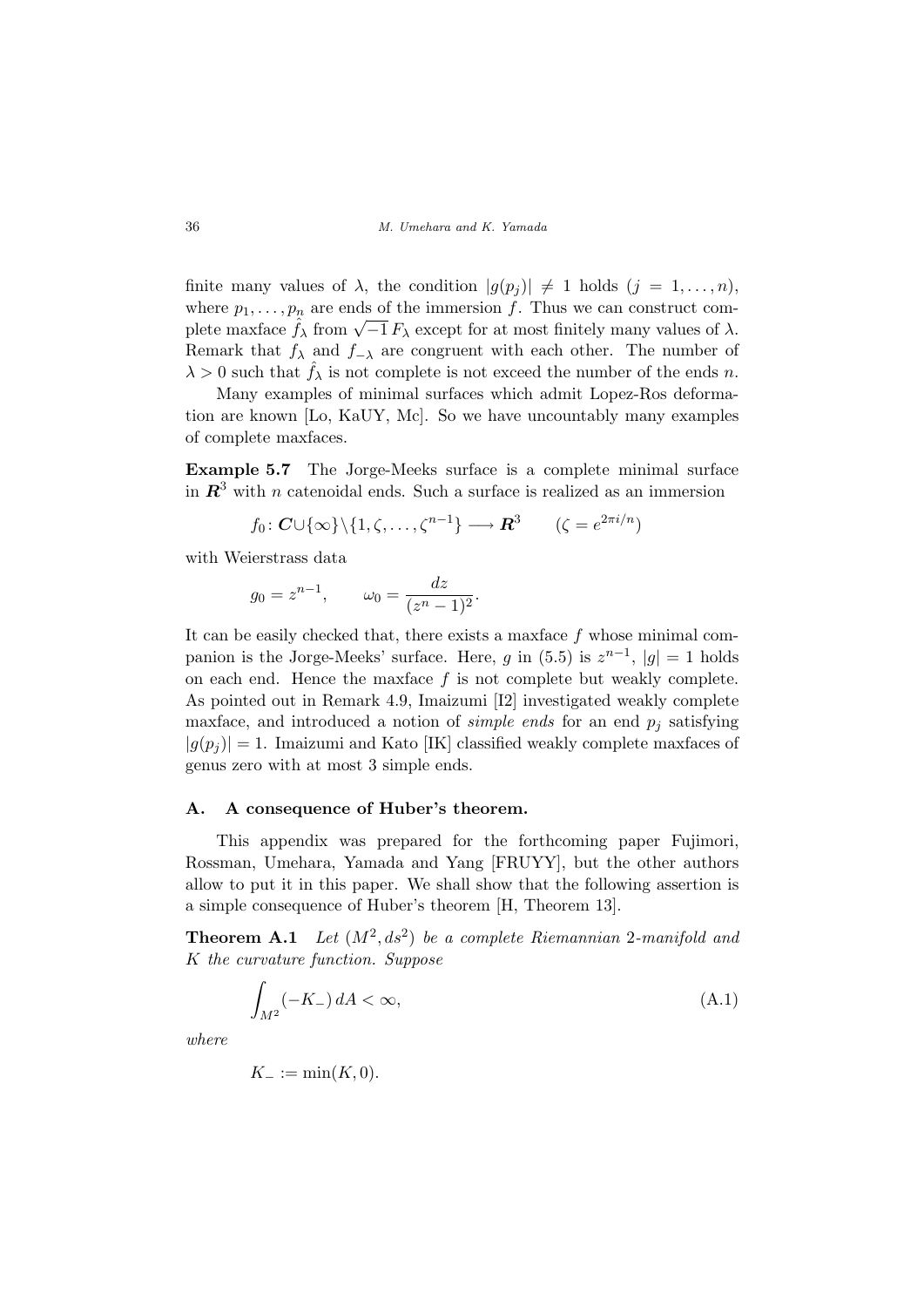finite many values of $\lambda$, the condition $|g(p_j)| \neq 1$ holds $(j = 1, \dots, n)$, where $p_1, \dots, p_n$ are ends of the immersion $f$. Thus we can construct complete maxface $\hat{f}_\lambda$ from $\sqrt{-1}\,F_\lambda$ except for at most finitely many values of $\lambda$. Remark that $f_\lambda$ and $f_{-\lambda}$ are congruent with each other. The number of $\lambda > 0$ such that $\hat{f}_\lambda$ is not complete is not exceed the number of the ends $n$.

Many examples of minimal surfaces which admit Lopez-Ros deformation are known [Lo, KaUY, Mc]. So we have uncountably many examples of complete maxfaces.

**Example 5.7** The Jorge-Meeks surface is a complete minimal surface in $\boldsymbol{R}^3$ with $n$ catenoidal ends. Such a surface is realized as an immersion

$$f_0 \colon \boldsymbol{C} \cup \{\infty\} \setminus \{1, \zeta, \dots, \zeta^{n-1}\} \longrightarrow \boldsymbol{R}^3 \qquad (\zeta = e^{2\pi i/n})$$

with Weierstrass data

$$g_0 = z^{n-1}, \qquad \omega_0 = \frac{dz}{(z^n - 1)^2}.$$

It can be easily checked that, there exists a maxface $f$ whose minimal companion is the Jorge-Meeks' surface. Here, $g$ in (5.5) is $z^{n-1}$, $|g| = 1$ holds on each end. Hence the maxface $f$ is not complete but weakly complete. As pointed out in Remark 4.9, Imaizumi [I2] investigated weakly complete maxface, and introduced a notion of *simple ends* for an end $p_j$ satisfying $|g(p_j)| = 1$. Imaizumi and Kato [IK] classified weakly complete maxfaces of genus zero with at most 3 simple ends.

## A. A consequence of Huber's theorem.

This appendix was prepared for the forthcoming paper Fujimori, Rossman, Umehara, Yamada and Yang [FRUYY], but the other authors allow to put it in this paper. We shall show that the following assertion is a simple consequence of Huber's theorem [H, Theorem 13].

**Theorem A.1** *Let $(M^2, ds^2)$ be a complete Riemannian 2-manifold and $K$ the curvature function. Suppose*

$$\int_{M^2} (-K_-) \, dA < \infty, \tag{A.1}$$

*where*

$$K_- := \min(K, 0).$$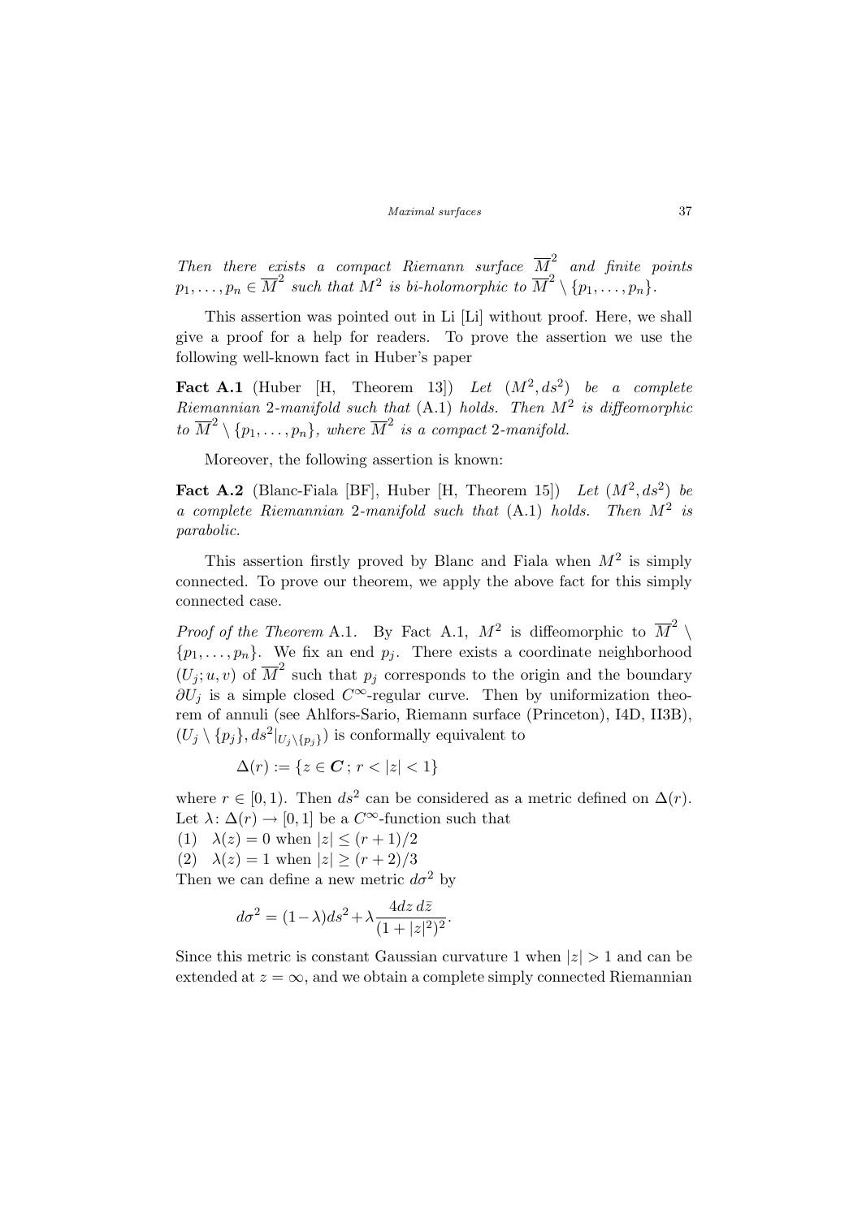*Then there exists a compact Riemann surface $\overline{M}^2$ and finite points $p_1, \ldots, p_n \in \overline{M}^2$ such that $M^2$ is bi-holomorphic to $\overline{M}^2 \setminus \{p_1, \ldots, p_n\}$.*

This assertion was pointed out in Li [Li] without proof. Here, we shall give a proof for a help for readers. To prove the assertion we use the following well-known fact in Huber's paper

**Fact A.1** (Huber [H, Theorem 13]) *Let $(M^2, ds^2)$ be a complete Riemannian 2-manifold such that* (A.1) *holds. Then $M^2$ is diffeomorphic to $\overline{M}^2 \setminus \{p_1, \ldots, p_n\}$, where $\overline{M}^2$ is a compact 2-manifold.*

Moreover, the following assertion is known:

**Fact A.2** (Blanc-Fiala [BF], Huber [H, Theorem 15]) *Let $(M^2, ds^2)$ be a complete Riemannian 2-manifold such that* (A.1) *holds. Then $M^2$ is parabolic.*

This assertion firstly proved by Blanc and Fiala when $M^2$ is simply connected. To prove our theorem, we apply the above fact for this simply connected case.

*Proof of the Theorem* A.1. By Fact A.1, $M^2$ is diffeomorphic to $\overline{M}^2 \setminus \{p_1, \ldots, p_n\}$. We fix an end $p_j$. There exists a coordinate neighborhood $(U_j; u, v)$ of $\overline{M}^2$ such that $p_j$ corresponds to the origin and the boundary $\partial U_j$ is a simple closed $C^\infty$-regular curve. Then by uniformization theorem of annuli (see Ahlfors-Sario, Riemann surface (Princeton), I4D, II3B), $(U_j \setminus \{p_j\}, ds^2|_{U_j \setminus \{p_j\}})$ is conformally equivalent to

$$\Delta(r) := \{z \in \boldsymbol{C}\,;\, r < |z| < 1\}$$

where $r \in [0, 1)$. Then $ds^2$ can be considered as a metric defined on $\Delta(r)$. Let $\lambda \colon \Delta(r) \to [0, 1]$ be a $C^\infty$-function such that

(1) $\lambda(z) = 0$ when $|z| \le (r + 1)/2$
(2) $\lambda(z) = 1$ when $|z| \ge (r + 2)/3$

Then we can define a new metric $d\sigma^2$ by

$$d\sigma^2 = (1 - \lambda) ds^2 + \lambda \frac{4 dz\, d\bar{z}}{(1 + |z|^2)^2}.$$

Since this metric is constant Gaussian curvature 1 when $|z| > 1$ and can be extended at $z = \infty$, and we obtain a complete simply connected Riemannian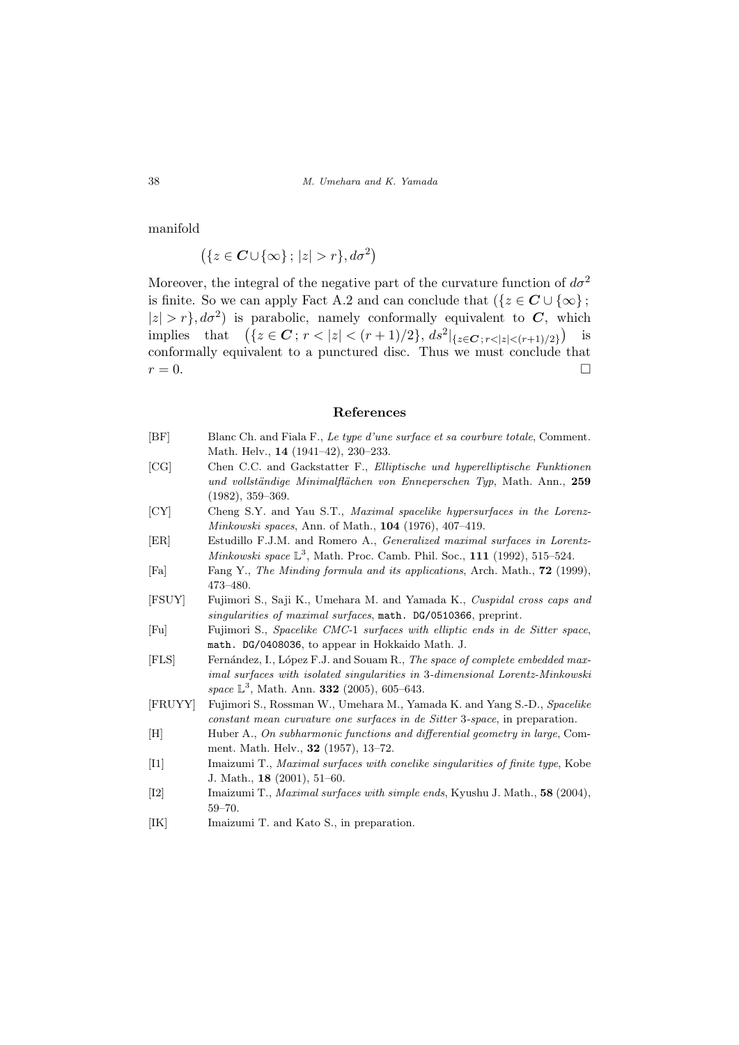manifold

$$\left(\{z \in \boldsymbol{C} \cup \{\infty\}\,;\, |z| > r\}, d\sigma^2\right)$$

Moreover, the integral of the negative part of the curvature function of $d\sigma^2$ is finite. So we can apply Fact A.2 and can conclude that $(\{z \in \boldsymbol{C} \cup \{\infty\}\,;\, |z| > r\}, d\sigma^2)$ is parabolic, namely conformally equivalent to $\boldsymbol{C}$, which implies that $\left(\{z \in \boldsymbol{C}\,;\, r < |z| < (r+1)/2\},\, ds^2|_{\{z\in \boldsymbol{C}\,;\, r<|z|<(r+1)/2\}}\right)$ is conformally equivalent to a punctured disc. Thus we must conclude that $r = 0$. □

## References

[BF] Blanc Ch. and Fiala F., *Le type d'une surface et sa courbure totale*, Comment. Math. Helv., **14** (1941–42), 230–233.

[CG] Chen C.C. and Gackstatter F., *Elliptische und hyperelliptische Funktionen und vollständige Minimalflächen von Enneperschen Typ*, Math. Ann., **259** (1982), 359–369.

[CY] Cheng S.Y. and Yau S.T., *Maximal spacelike hypersurfaces in the Lorenz-Minkowski spaces*, Ann. of Math., **104** (1976), 407–419.

[ER] Estudillo F.J.M. and Romero A., *Generalized maximal surfaces in Lorentz-Minkowski space* $\mathbb{L}^3$, Math. Proc. Camb. Phil. Soc., **111** (1992), 515–524.

[Fa] Fang Y., *The Minding formula and its applications*, Arch. Math., **72** (1999), 473–480.

[FSUY] Fujimori S., Saji K., Umehara M. and Yamada K., *Cuspidal cross caps and singularities of maximal surfaces*, `math. DG/0510366`, preprint.

[Fu] Fujimori S., *Spacelike CMC-1 surfaces with elliptic ends in de Sitter space*, `math. DG/0408036`, to appear in Hokkaido Math. J.

[FLS] Fernández, I., López F.J. and Souam R., *The space of complete embedded maximal surfaces with isolated singularities in 3-dimensional Lorentz-Minkowski space* $\mathbb{L}^3$, Math. Ann. **332** (2005), 605–643.

[FRUYY] Fujimori S., Rossman W., Umehara M., Yamada K. and Yang S.-D., *Spacelike constant mean curvature one surfaces in de Sitter 3-space*, in preparation.

[H] Huber A., *On subharmonic functions and differential geometry in large*, Comment. Math. Helv., **32** (1957), 13–72.

[I1] Imaizumi T., *Maximal surfaces with conelike singularities of finite type*, Kobe J. Math., **18** (2001), 51–60.

[I2] Imaizumi T., *Maximal surfaces with simple ends*, Kyushu J. Math., **58** (2004), 59–70.

[IK] Imaizumi T. and Kato S., in preparation.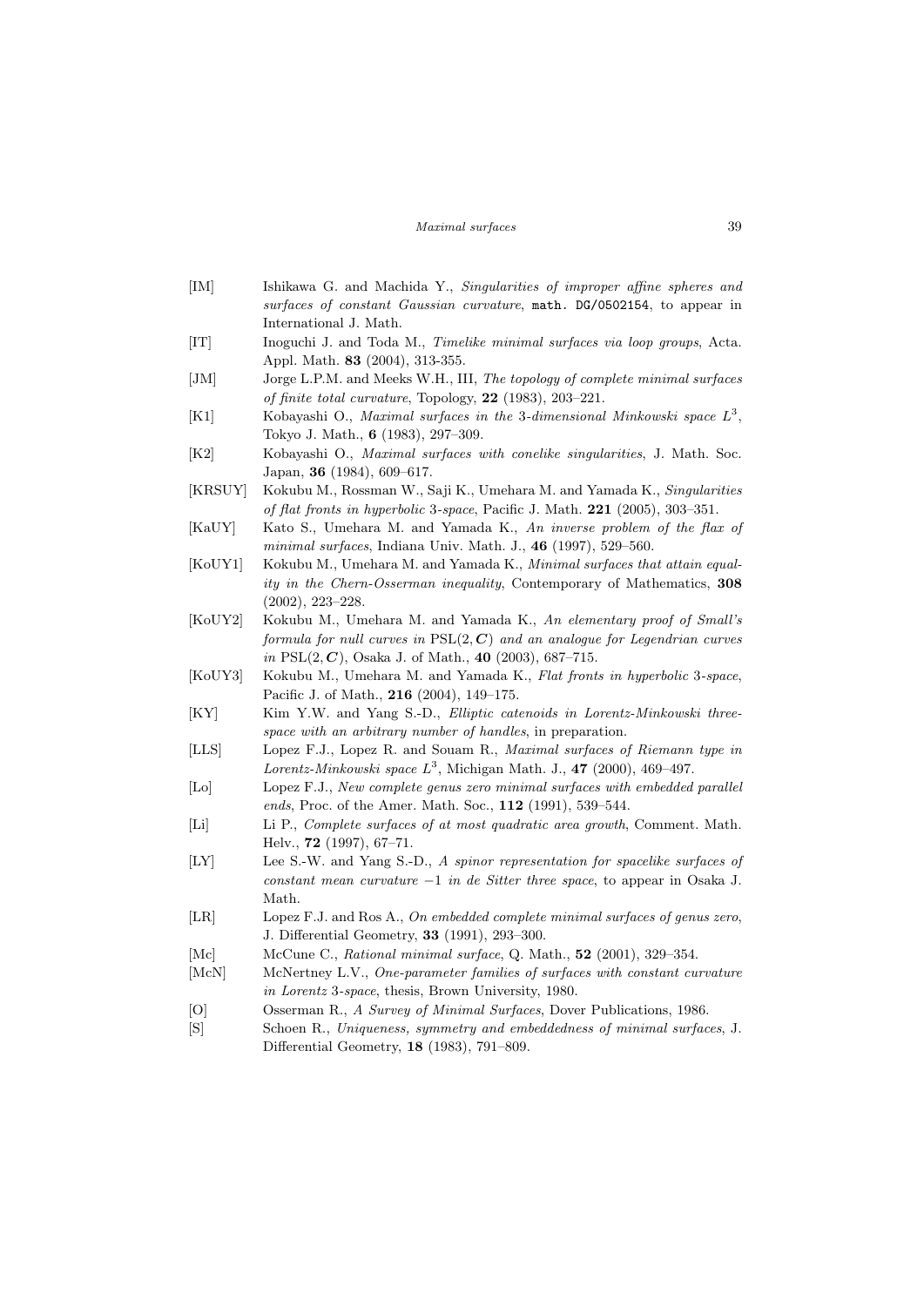- [IM] Ishikawa G. and Machida Y., *Singularities of improper affine spheres and surfaces of constant Gaussian curvature*, `math. DG/0502154`, to appear in International J. Math.
- [IT] Inoguchi J. and Toda M., *Timelike minimal surfaces via loop groups*, Acta. Appl. Math. **83** (2004), 313-355.
- [JM] Jorge L.P.M. and Meeks W.H., III, *The topology of complete minimal surfaces of finite total curvature*, Topology, **22** (1983), 203–221.
- [K1] Kobayashi O., *Maximal surfaces in the 3-dimensional Minkowski space $L^3$*, Tokyo J. Math., **6** (1983), 297–309.
- [K2] Kobayashi O., *Maximal surfaces with conelike singularities*, J. Math. Soc. Japan, **36** (1984), 609–617.
- [KRSUY] Kokubu M., Rossman W., Saji K., Umehara M. and Yamada K., *Singularities of flat fronts in hyperbolic 3-space*, Pacific J. Math. **221** (2005), 303–351.
- [KaUY] Kato S., Umehara M. and Yamada K., *An inverse problem of the flax of minimal surfaces*, Indiana Univ. Math. J., **46** (1997), 529–560.
- [KoUY1] Kokubu M., Umehara M. and Yamada K., *Minimal surfaces that attain equality in the Chern-Osserman inequality*, Contemporary of Mathematics, **308** (2002), 223–228.
- [KoUY2] Kokubu M., Umehara M. and Yamada K., *An elementary proof of Small's formula for null curves in $\mathrm{PSL}(2, \boldsymbol{C})$ and an analogue for Legendrian curves in $\mathrm{PSL}(2, \boldsymbol{C})$*, Osaka J. of Math., **40** (2003), 687–715.
- [KoUY3] Kokubu M., Umehara M. and Yamada K., *Flat fronts in hyperbolic 3-space*, Pacific J. of Math., **216** (2004), 149–175.
- [KY] Kim Y.W. and Yang S.-D., *Elliptic catenoids in Lorentz-Minkowski three-space with an arbitrary number of handles*, in preparation.
- [LLS] Lopez F.J., Lopez R. and Souam R., *Maximal surfaces of Riemann type in Lorentz-Minkowski space $L^3$*, Michigan Math. J., **47** (2000), 469–497.
- [Lo] Lopez F.J., *New complete genus zero minimal surfaces with embedded parallel ends*, Proc. of the Amer. Math. Soc., **112** (1991), 539–544.
- [Li] Li P., *Complete surfaces of at most quadratic area growth*, Comment. Math. Helv., **72** (1997), 67–71.
- [LY] Lee S.-W. and Yang S.-D., *A spinor representation for spacelike surfaces of constant mean curvature $-1$ in de Sitter three space*, to appear in Osaka J. Math.
- [LR] Lopez F.J. and Ros A., *On embedded complete minimal surfaces of genus zero*, J. Differential Geometry, **33** (1991), 293–300.
- [Mc] McCune C., *Rational minimal surface*, Q. Math., **52** (2001), 329–354.
- [McN] McNertney L.V., *One-parameter families of surfaces with constant curvature in Lorentz 3-space*, thesis, Brown University, 1980.
- [O] Osserman R., *A Survey of Minimal Surfaces*, Dover Publications, 1986.
- [S] Schoen R., *Uniqueness, symmetry and embeddedness of minimal surfaces*, J. Differential Geometry, **18** (1983), 791–809.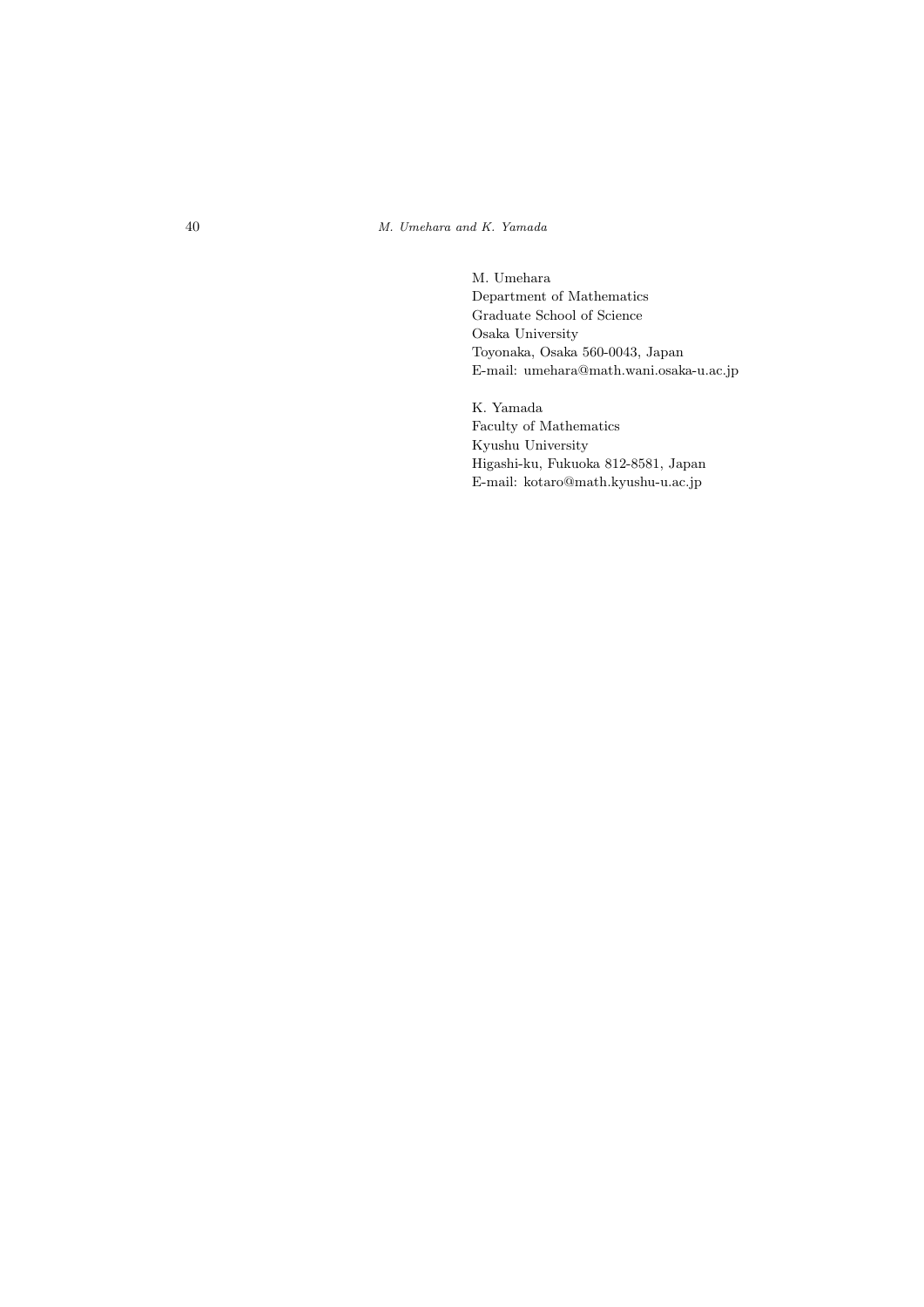M. Umehara
Department of Mathematics
Graduate School of Science
Osaka University
Toyonaka, Osaka 560-0043, Japan
E-mail: umehara@math.wani.osaka-u.ac.jp

K. Yamada
Faculty of Mathematics
Kyushu University
Higashi-ku, Fukuoka 812-8581, Japan
E-mail: kotaro@math.kyushu-u.ac.jp